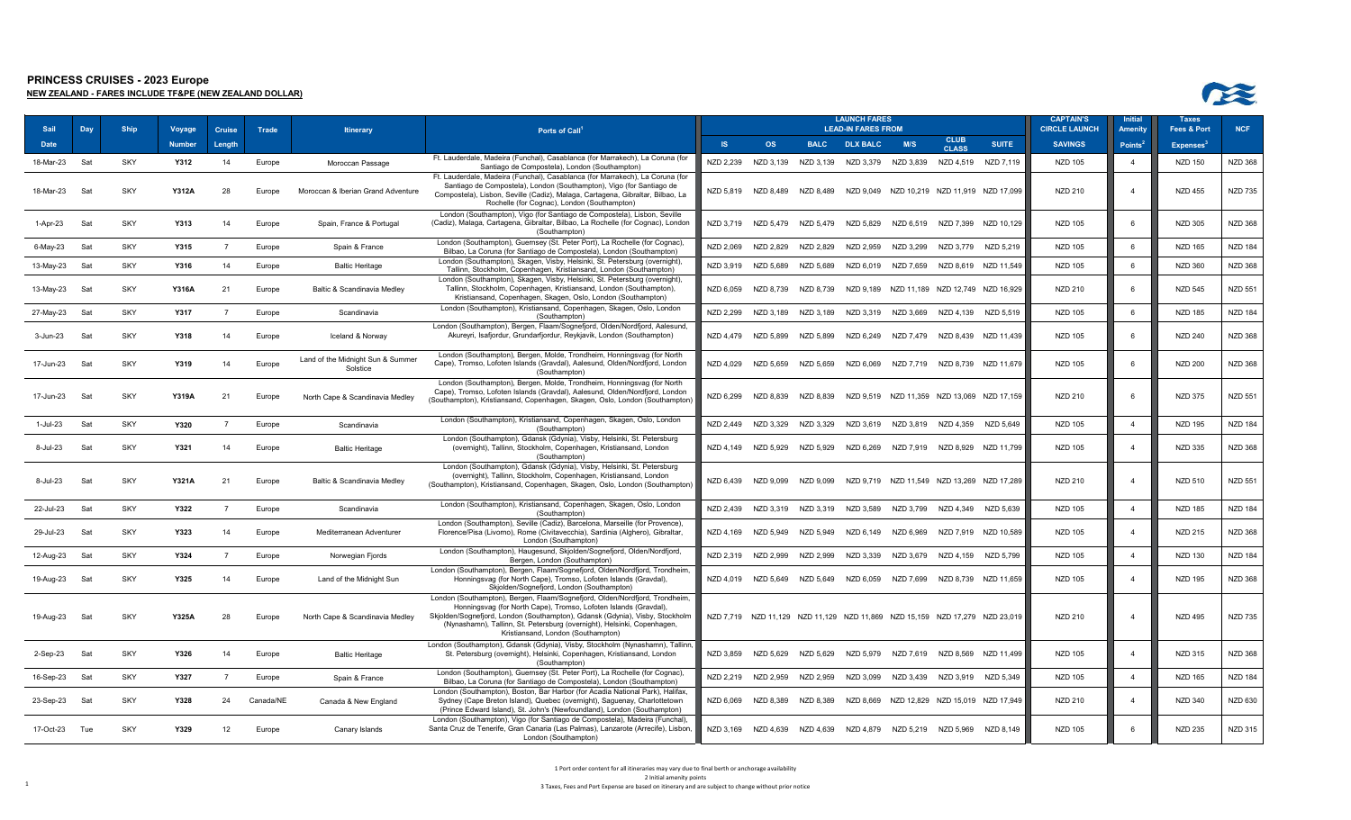# PRINCESS CRUISES - 2023 Europe

## NEW ZEALAND - FARES INCLUDE TF&PE (NEW ZEALAND DOLLAR)

| Sail Date | Day | Ship | Voyage Number | Cruise Length | Trade | Itinerary | Ports of Call[1] | LAUNCH FARES LEAD-IN FARES FROM IS | OS | BALC | DLX BALC | M/S | CLUB CLASS | SUITE | CAPTAIN'S CIRCLE LAUNCH SAVINGS | Initial Amenity Points[2] | Taxes Fees & Port Expenses[3] | NCF |
|---|---|---|---|---|---|---|---|---|---|---|---|---|---|---|---|---|---|---|
| 18-Mar-23 | Sat | SKY | Y312 | 14 | Europe | Moroccan Passage | Ft. Lauderdale, Madeira (Funchal), Casablanca (for Marrakech), La Coruna (for Santiago de Compostela), London (Southampton) | NZD 2,239 | NZD 3,139 | NZD 3,139 | NZD 3,379 | NZD 3,839 | NZD 4,519 | NZD 7,119 | NZD 105 | 4 | NZD 150 | NZD 368 |
| 18-Mar-23 | Sat | SKY | Y312A | 28 | Europe | Moroccan & Iberian Grand Adventure | Ft. Lauderdale, Madeira (Funchal), Casablanca (for Marrakech), La Coruna (for Santiago de Compostela), London (Southampton), Vigo (for Santiago de Compostela), Lisbon, Seville (Cadiz), Malaga, Cartagena, Gibraltar, Bilbao, La Rochelle (for Cognac), London (Southampton) | NZD 5,819 | NZD 8,489 | NZD 8,489 | NZD 9,049 | NZD 10,219 | NZD 11,919 | NZD 17,099 | NZD 210 | 4 | NZD 455 | NZD 735 |
| 1-Apr-23 | Sat | SKY | Y313 | 14 | Europe | Spain, France & Portugal | London (Southampton), Vigo (for Santiago de Compostela), Lisbon, Seville (Cadiz), Malaga, Cartagena, Gibraltar, Bilbao, La Rochelle (for Cognac), London (Southampton) | NZD 3,719 | NZD 5,479 | NZD 5,479 | NZD 5,829 | NZD 6,519 | NZD 7,399 | NZD 10,129 | NZD 105 | 6 | NZD 305 | NZD 368 |
| 6-May-23 | Sat | SKY | Y315 | 7 | Europe | Spain & France | London (Southampton), Guernsey (St. Peter Port), La Rochelle (for Cognac), Bilbao, La Coruna (for Santiago de Compostela), London (Southampton) | NZD 2,069 | NZD 2,829 | NZD 2,829 | NZD 2,959 | NZD 3,299 | NZD 3,779 | NZD 5,219 | NZD 105 | 6 | NZD 165 | NZD 184 |
| 13-May-23 | Sat | SKY | Y316 | 14 | Europe | Baltic Heritage | London (Southampton), Skagen, Visby, Helsinki, St. Petersburg (overnight), Tallinn, Stockholm, Copenhagen, Kristiansand, London (Southampton) | NZD 3,919 | NZD 5,689 | NZD 5,689 | NZD 6,019 | NZD 7,659 | NZD 8,619 | NZD 11,549 | NZD 105 | 6 | NZD 360 | NZD 368 |
| 13-May-23 | Sat | SKY | Y316A | 21 | Europe | Baltic & Scandinavia Medley | London (Southampton), Skagen, Visby, Helsinki, St. Petersburg (overnight), Tallinn, Stockholm, Copenhagen, Kristiansand, London (Southampton), Kristiansand, Copenhagen, Skagen, Oslo, London (Southampton) | NZD 6,059 | NZD 8,739 | NZD 8,739 | NZD 9,189 | NZD 11,189 | NZD 12,749 | NZD 16,929 | NZD 210 | 6 | NZD 545 | NZD 551 |
| 27-May-23 | Sat | SKY | Y317 | 7 | Europe | Scandinavia | London (Southampton), Kristiansand, Copenhagen, Skagen, Oslo, London (Southampton) | NZD 2,299 | NZD 3,189 | NZD 3,189 | NZD 3,319 | NZD 3,669 | NZD 4,139 | NZD 5,519 | NZD 105 | 6 | NZD 185 | NZD 184 |
| 3-Jun-23 | Sat | SKY | Y318 | 14 | Europe | Iceland & Norway | London (Southampton), Bergen, Flaam/Sognefjord, Olden/Nordfjord, Aalesund, Akureyri, Isafjordur, Grundarfjordur, Reykjavik, London (Southampton) | NZD 4,479 | NZD 5,899 | NZD 5,899 | NZD 6,249 | NZD 7,479 | NZD 8,439 | NZD 11,439 | NZD 105 | 6 | NZD 240 | NZD 368 |
| 17-Jun-23 | Sat | SKY | Y319 | 14 | Europe | Land of the Midnight Sun & Summer Solstice | London (Southampton), Bergen, Molde, Trondheim, Honningsvag (for North Cape), Tromso, Lofoten Islands (Gravdal), Aalesund, Olden/Nordfjord, London (Southampton) | NZD 4,029 | NZD 5,659 | NZD 5,659 | NZD 6,069 | NZD 7,719 | NZD 8,739 | NZD 11,679 | NZD 105 | 6 | NZD 200 | NZD 368 |
| 17-Jun-23 | Sat | SKY | Y319A | 21 | Europe | North Cape & Scandinavia Medley | London (Southampton), Bergen, Molde, Trondheim, Honningsvag (for North Cape), Tromso, Lofoten Islands (Gravdal), Aalesund, Olden/Nordfjord, London (Southampton), Kristiansand, Copenhagen, Skagen, Oslo, London (Southampton) | NZD 6,299 | NZD 8,839 | NZD 8,839 | NZD 9,519 | NZD 11,359 | NZD 13,069 | NZD 17,159 | NZD 210 | 6 | NZD 375 | NZD 551 |
| 1-Jul-23 | Sat | SKY | Y320 | 7 | Europe | Scandinavia | London (Southampton), Kristiansand, Copenhagen, Skagen, Oslo, London (Southampton) | NZD 2,449 | NZD 3,329 | NZD 3,329 | NZD 3,619 | NZD 3,819 | NZD 4,359 | NZD 5,649 | NZD 105 | 4 | NZD 195 | NZD 184 |
| 8-Jul-23 | Sat | SKY | Y321 | 14 | Europe | Baltic Heritage | London (Southampton), Gdansk (Gdynia), Visby, Helsinki, St. Petersburg (overnight), Tallinn, Stockholm, Copenhagen, Kristiansand, London (Southampton) | NZD 4,149 | NZD 5,929 | NZD 5,929 | NZD 6,269 | NZD 7,919 | NZD 8,929 | NZD 11,799 | NZD 105 | 4 | NZD 335 | NZD 368 |
| 8-Jul-23 | Sat | SKY | Y321A | 21 | Europe | Baltic & Scandinavia Medley | London (Southampton), Gdansk (Gdynia), Visby, Helsinki, St. Petersburg (overnight), Tallinn, Stockholm, Copenhagen, Kristiansand, London (Southampton), Kristiansand, Copenhagen, Skagen, Oslo, London (Southampton) | NZD 6,439 | NZD 9,099 | NZD 9,099 | NZD 9,719 | NZD 11,549 | NZD 13,269 | NZD 17,289 | NZD 210 | 4 | NZD 510 | NZD 551 |
| 22-Jul-23 | Sat | SKY | Y322 | 7 | Europe | Scandinavia | London (Southampton), Kristiansand, Copenhagen, Skagen, Oslo, London (Southampton) | NZD 2,439 | NZD 3,319 | NZD 3,319 | NZD 3,589 | NZD 3,799 | NZD 4,349 | NZD 5,639 | NZD 105 | 4 | NZD 185 | NZD 184 |
| 29-Jul-23 | Sat | SKY | Y323 | 14 | Europe | Mediterranean Adventurer | London (Southampton), Seville (Cadiz), Barcelona, Marseille (for Provence), Florence/Pisa (Livorno), Rome (Civitavecchia), Sardinia (Alghero), Gibraltar, London (Southampton) | NZD 4,169 | NZD 5,949 | NZD 5,949 | NZD 6,149 | NZD 6,969 | NZD 7,919 | NZD 10,589 | NZD 105 | 4 | NZD 215 | NZD 368 |
| 12-Aug-23 | Sat | SKY | Y324 | 7 | Europe | Norwegian Fjords | London (Southampton), Haugesund, Skjolden/Sognefjord, Olden/Nordfjord, Bergen, London (Southampton) | NZD 2,319 | NZD 2,999 | NZD 2,999 | NZD 3,339 | NZD 3,679 | NZD 4,159 | NZD 5,799 | NZD 105 | 4 | NZD 130 | NZD 184 |
| 19-Aug-23 | Sat | SKY | Y325 | 14 | Europe | Land of the Midnight Sun | London (Southampton), Bergen, Flaam/Sognefjord, Olden/Nordfjord, Trondheim, Honningsvag (for North Cape), Tromso, Lofoten Islands (Gravdal), Skjolden/Sognefjord, London (Southampton) | NZD 4,019 | NZD 5,649 | NZD 5,649 | NZD 6,059 | NZD 7,699 | NZD 8,739 | NZD 11,659 | NZD 105 | 4 | NZD 195 | NZD 368 |
| 19-Aug-23 | Sat | SKY | Y325A | 28 | Europe | North Cape & Scandinavia Medley | London (Southampton), Bergen, Flaam/Sognefjord, Olden/Nordfjord, Trondheim, Honningsvag (for North Cape), Tromso, Lofoten Islands (Gravdal), Skjolden/Sognefjord, London (Southampton), Gdansk (Gdynia), Visby, Stockholm (Nynashamn), Tallinn, St. Petersburg (overnight), Helsinki, Copenhagen, Kristiansand, London (Southampton) | NZD 7,719 | NZD 11,129 | NZD 11,129 | NZD 11,869 | NZD 15,159 | NZD 17,279 | NZD 23,019 | NZD 210 | 4 | NZD 495 | NZD 735 |
| 2-Sep-23 | Sat | SKY | Y326 | 14 | Europe | Baltic Heritage | London (Southampton), Gdansk (Gdynia), Visby, Stockholm (Nynashamn), Tallinn, St. Petersburg (overnight), Helsinki, Copenhagen, Kristiansand, London (Southampton) | NZD 3,859 | NZD 5,629 | NZD 5,629 | NZD 5,979 | NZD 7,619 | NZD 8,569 | NZD 11,499 | NZD 105 | 4 | NZD 315 | NZD 368 |
| 16-Sep-23 | Sat | SKY | Y327 | 7 | Europe | Spain & France | London (Southampton), Guernsey (St. Peter Port), La Rochelle (for Cognac), Bilbao, La Coruna (for Santiago de Compostela), London (Southampton) | NZD 2,219 | NZD 2,959 | NZD 2,959 | NZD 3,099 | NZD 3,439 | NZD 3,919 | NZD 5,349 | NZD 105 | 4 | NZD 165 | NZD 184 |
| 23-Sep-23 | Sat | SKY | Y328 | 24 | Canada/NE | Canada & New England | London (Southampton), Boston, Bar Harbor (for Acadia National Park), Halifax, Sydney (Cape Breton Island), Quebec (overnight), Saguenay, Charlottetown (Prince Edward Island), St. John's (Newfoundland), London (Southampton) | NZD 6,069 | NZD 8,389 | NZD 8,389 | NZD 8,669 | NZD 12,829 | NZD 15,019 | NZD 17,949 | NZD 210 | 4 | NZD 340 | NZD 630 |
| 17-Oct-23 | Tue | SKY | Y329 | 12 | Europe | Canary Islands | London (Southampton), Vigo (for Santiago de Compostela), Madeira (Funchal), Santa Cruz de Tenerife, Gran Canaria (Las Palmas), Lanzarote (Arrecife), Lisbon, London (Southampton) | NZD 3,169 | NZD 4,639 | NZD 4,639 | NZD 4,879 | NZD 5,219 | NZD 5,969 | NZD 8,149 | NZD 105 | 6 | NZD 235 | NZD 315 |

1 Port order content for all itineraries may vary due to final berth or anchorage availability

2 Initial amenity points

3 Taxes, Fees and Port Expense are based on itinerary and are subject to change without prior notice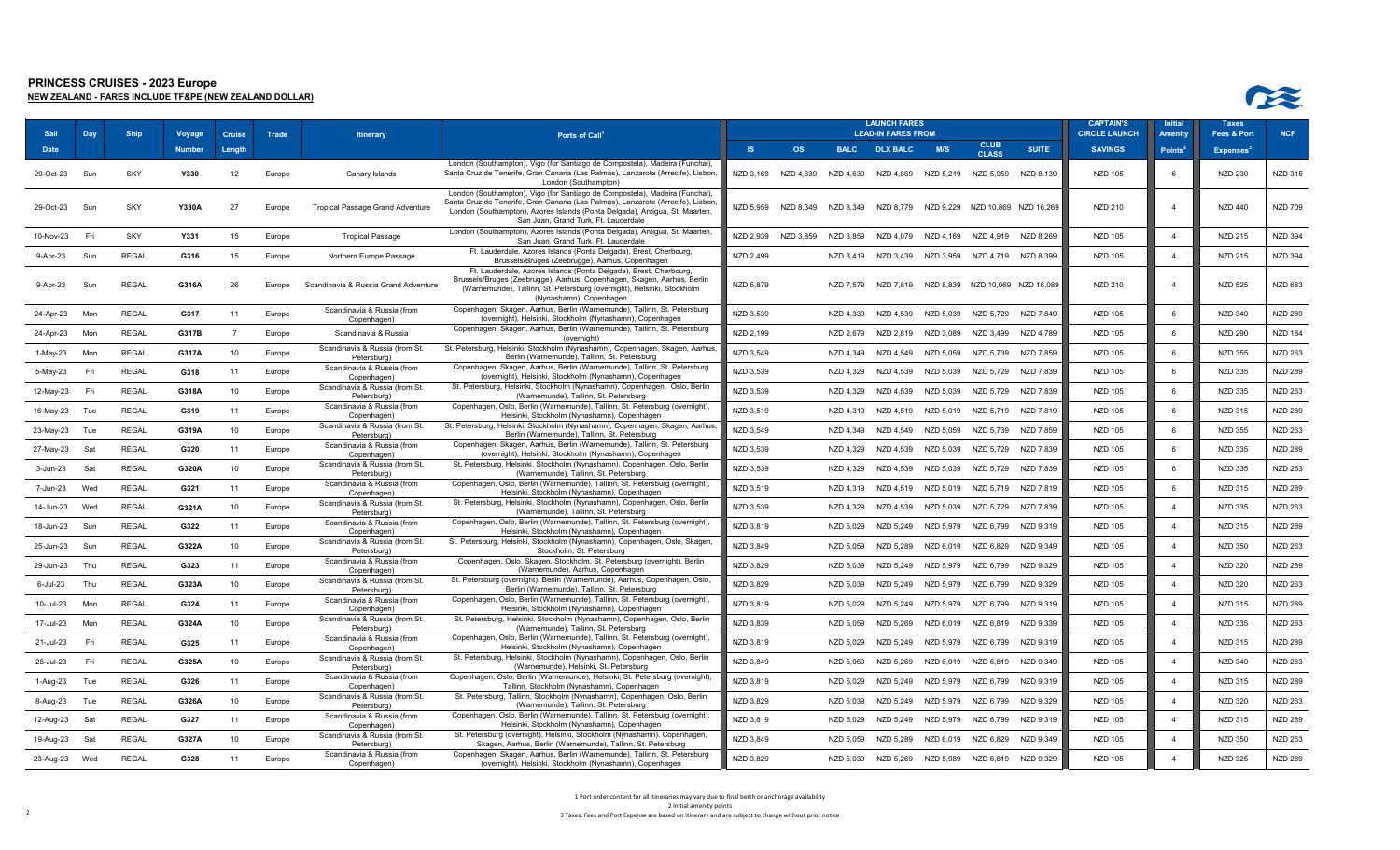# PRINCESS CRUISES - 2023 Europe

**NEW ZEALAND - FARES INCLUDE TF&PE (NEW ZEALAND DOLLAR)**

| Sail Date | Day | Ship | Voyage Number | Cruise Length | Trade | Itinerary | Ports of Call[1] | LAUNCH FARES LEAD-IN FARES FROM IS | OS | BALC | DLX BALC | M/S | CLUB CLASS | SUITE | CAPTAIN'S CIRCLE LAUNCH SAVINGS | Initial Amenity Points[2] | Taxes Fees & Port Expenses[3] | NCF |
|---|---|---|---|---|---|---|---|---|---|---|---|---|---|---|---|---|---|---|
| 29-Oct-23 | Sun | SKY | Y330 | 12 | Europe | Canary Islands | London (Southampton), Vigo (for Santiago de Compostela), Madeira (Funchal), Santa Cruz de Tenerife, Gran Canaria (Las Palmas), Lanzarote (Arrecife), Lisbon, London (Southampton) | NZD 3,169 | NZD 4,639 | NZD 4,639 | NZD 4,869 | NZD 5,219 | NZD 5,959 | NZD 8,139 | NZD 105 | 6 | NZD 230 | NZD 315 |
| 29-Oct-23 | Sun | SKY | Y330A | 27 | Europe | Tropical Passage Grand Adventure | London (Southampton), Vigo (for Santiago de Compostela), Madeira (Funchal), Santa Cruz de Tenerife, Gran Canaria (Las Palmas), Lanzarote (Arrecife), Lisbon, London (Southampton), Azores Islands (Ponta Delgada), Antigua, St. Maarten, San Juan, Grand Turk, Ft. Lauderdale | NZD 5,959 | NZD 8,349 | NZD 8,349 | NZD 8,779 | NZD 9,229 | NZD 10,869 | NZD 16,269 | NZD 210 | 4 | NZD 440 | NZD 709 |
| 10-Nov-23 | Fri | SKY | Y331 | 15 | Europe | Tropical Passage | London (Southampton), Azores Islands (Ponta Delgada), Antigua, St. Maarten, San Juan, Grand Turk, Ft. Lauderdale | NZD 2,939 | NZD 3,859 | NZD 3,859 | NZD 4,079 | NZD 4,169 | NZD 4,919 | NZD 8,269 | NZD 105 | 4 | NZD 215 | NZD 394 |
| 9-Apr-23 | Sun | REGAL | G316 | 15 | Europe | Northern Europe Passage | Ft. Lauderdale, Azores Islands (Ponta Delgada), Brest, Cherbourg, Brussels/Bruges (Zeebrugge), Aarhus, Copenhagen | NZD 2,499 | | NZD 3,419 | NZD 3,439 | NZD 3,959 | NZD 4,719 | NZD 8,399 | NZD 105 | 4 | NZD 215 | NZD 394 |
| 9-Apr-23 | Sun | REGAL | G316A | 26 | Europe | Scandinavia & Russia Grand Adventure | Ft. Lauderdale, Azores Islands (Ponta Delgada), Brest, Cherbourg, Brussels/Bruges (Zeebrugge), Aarhus, Copenhagen, Skagen, Aarhus, Berlin (Warnemunde), Tallinn, St. Petersburg (overnight), Helsinki, Stockholm (Nynashamn), Copenhagen | NZD 5,879 | | NZD 7,579 | NZD 7,819 | NZD 8,839 | NZD 10,069 | NZD 16,089 | NZD 210 | 4 | NZD 525 | NZD 683 |
| 24-Apr-23 | Mon | REGAL | G317 | 11 | Europe | Scandinavia & Russia (from Copenhagen) | Copenhagen, Skagen, Aarhus, Berlin (Warnemunde), Tallinn, St. Petersburg (overnight), Helsinki, Stockholm (Nynashamn), Copenhagen | NZD 3,539 | | NZD 4,339 | NZD 4,539 | NZD 5,039 | NZD 5,729 | NZD 7,849 | NZD 105 | 6 | NZD 340 | NZD 289 |
| 24-Apr-23 | Mon | REGAL | G317B | 7 | Europe | Scandinavia & Russia | Copenhagen, Skagen, Aarhus, Berlin (Warnemunde), Tallinn, St. Petersburg (overnight) | NZD 2,199 | | NZD 2,679 | NZD 2,819 | NZD 3,089 | NZD 3,499 | NZD 4,789 | NZD 105 | 6 | NZD 290 | NZD 184 |
| 1-May-23 | Mon | REGAL | G317A | 10 | Europe | Scandinavia & Russia (from St. Petersburg) | St. Petersburg, Helsinki, Stockholm (Nynashamn), Copenhagen, Skagen, Aarhus, Berlin (Warnemunde), Tallinn, St. Petersburg | NZD 3,549 | | NZD 4,349 | NZD 4,549 | NZD 5,059 | NZD 5,739 | NZD 7,859 | NZD 105 | 6 | NZD 355 | NZD 263 |
| 5-May-23 | Fri | REGAL | G318 | 11 | Europe | Scandinavia & Russia (from Copenhagen) | Copenhagen, Skagen, Aarhus, Berlin (Warnemunde), Tallinn, St. Petersburg (overnight), Helsinki, Stockholm (Nynashamn), Copenhagen | NZD 3,539 | | NZD 4,329 | NZD 4,539 | NZD 5,039 | NZD 5,729 | NZD 7,839 | NZD 105 | 6 | NZD 335 | NZD 289 |
| 12-May-23 | Fri | REGAL | G318A | 10 | Europe | Scandinavia & Russia (from St. Petersburg) | St. Petersburg, Helsinki, Stockholm (Nynashamn), Copenhagen, Oslo, Berlin (Warnemunde), Tallinn, St. Petersburg | NZD 3,539 | | NZD 4,329 | NZD 4,539 | NZD 5,039 | NZD 5,729 | NZD 7,839 | NZD 105 | 6 | NZD 335 | NZD 263 |
| 16-May-23 | Tue | REGAL | G319 | 11 | Europe | Scandinavia & Russia (from Copenhagen) | Copenhagen, Oslo, Berlin (Warnemunde), Tallinn, St. Petersburg (overnight), Helsinki, Stockholm (Nynashamn), Copenhagen | NZD 3,519 | | NZD 4,319 | NZD 4,519 | NZD 5,019 | NZD 5,719 | NZD 7,819 | NZD 105 | 6 | NZD 315 | NZD 289 |
| 23-May-23 | Tue | REGAL | G319A | 10 | Europe | Scandinavia & Russia (from St. Petersburg) | St. Petersburg, Helsinki, Stockholm (Nynashamn), Copenhagen, Skagen, Aarhus, Berlin (Warnemunde), Tallinn, St. Petersburg | NZD 3,549 | | NZD 4,349 | NZD 4,549 | NZD 5,059 | NZD 5,739 | NZD 7,859 | NZD 105 | 6 | NZD 355 | NZD 263 |
| 27-May-23 | Sat | REGAL | G320 | 11 | Europe | Scandinavia & Russia (from Copenhagen) | Copenhagen, Skagen, Aarhus, Berlin (Warnemunde), Tallinn, St. Petersburg (overnight), Helsinki, Stockholm (Nynashamn), Copenhagen | NZD 3,539 | | NZD 4,329 | NZD 4,539 | NZD 5,039 | NZD 5,729 | NZD 7,839 | NZD 105 | 6 | NZD 335 | NZD 289 |
| 3-Jun-23 | Sat | REGAL | G320A | 10 | Europe | Scandinavia & Russia (from St. Petersburg) | St. Petersburg, Helsinki, Stockholm (Nynashamn), Copenhagen, Oslo, Berlin (Warnemunde), Tallinn, St. Petersburg | NZD 3,539 | | NZD 4,329 | NZD 4,539 | NZD 5,039 | NZD 5,729 | NZD 7,839 | NZD 105 | 6 | NZD 335 | NZD 263 |
| 7-Jun-23 | Wed | REGAL | G321 | 11 | Europe | Scandinavia & Russia (from Copenhagen) | Copenhagen, Oslo, Berlin (Warnemunde), Tallinn, St. Petersburg (overnight), Helsinki, Stockholm (Nynashamn), Copenhagen | NZD 3,519 | | NZD 4,319 | NZD 4,519 | NZD 5,019 | NZD 5,719 | NZD 7,819 | NZD 105 | 6 | NZD 315 | NZD 289 |
| 14-Jun-23 | Wed | REGAL | G321A | 10 | Europe | Scandinavia & Russia (from St. Petersburg) | St. Petersburg, Helsinki, Stockholm (Nynashamn), Copenhagen, Oslo, Berlin (Warnemunde), Tallinn, St. Petersburg | NZD 3,539 | | NZD 4,329 | NZD 4,539 | NZD 5,039 | NZD 5,729 | NZD 7,839 | NZD 105 | 4 | NZD 335 | NZD 263 |
| 18-Jun-23 | Sun | REGAL | G322 | 11 | Europe | Scandinavia & Russia (from Copenhagen) | Copenhagen, Oslo, Berlin (Warnemunde), Tallinn, St. Petersburg (overnight), Helsinki, Stockholm (Nynashamn), Copenhagen | NZD 3,819 | | NZD 5,029 | NZD 5,249 | NZD 5,979 | NZD 6,799 | NZD 9,319 | NZD 105 | 4 | NZD 315 | NZD 289 |
| 25-Jun-23 | Sun | REGAL | G322A | 10 | Europe | Scandinavia & Russia (from St. Petersburg) | St. Petersburg, Helsinki, Stockholm (Nynashamn), Copenhagen, Oslo, Skagen, Stockholm, St. Petersburg | NZD 3,849 | | NZD 5,059 | NZD 5,289 | NZD 6,019 | NZD 6,829 | NZD 9,349 | NZD 105 | 4 | NZD 350 | NZD 263 |
| 29-Jun-23 | Thu | REGAL | G323 | 11 | Europe | Scandinavia & Russia (from Copenhagen) | Copenhagen, Oslo, Skagen, Stockholm, St. Petersburg (overnight), Berlin (Warnemunde), Aarhus, Copenhagen | NZD 3,829 | | NZD 5,039 | NZD 5,249 | NZD 5,979 | NZD 6,799 | NZD 9,329 | NZD 105 | 4 | NZD 320 | NZD 289 |
| 6-Jul-23 | Thu | REGAL | G323A | 10 | Europe | Scandinavia & Russia (from St. Petersburg) | St. Petersburg (overnight), Berlin (Warnemunde), Aarhus, Copenhagen, Oslo, Berlin (Warnemunde), Tallinn, St. Petersburg | NZD 3,829 | | NZD 5,039 | NZD 5,249 | NZD 5,979 | NZD 6,799 | NZD 9,329 | NZD 105 | 4 | NZD 320 | NZD 263 |
| 10-Jul-23 | Mon | REGAL | G324 | 11 | Europe | Scandinavia & Russia (from Copenhagen) | Copenhagen, Oslo, Berlin (Warnemunde), Tallinn, St. Petersburg (overnight), Helsinki, Stockholm (Nynashamn), Copenhagen | NZD 3,819 | | NZD 5,029 | NZD 5,249 | NZD 5,979 | NZD 6,799 | NZD 9,319 | NZD 105 | 4 | NZD 315 | NZD 289 |
| 17-Jul-23 | Mon | REGAL | G324A | 10 | Europe | Scandinavia & Russia (from St. Petersburg) | St. Petersburg, Helsinki, Stockholm (Nynashamn), Copenhagen, Oslo, Berlin (Warnemunde), Tallinn, St. Petersburg | NZD 3,839 | | NZD 5,059 | NZD 5,269 | NZD 6,019 | NZD 6,819 | NZD 9,339 | NZD 105 | 4 | NZD 335 | NZD 263 |
| 21-Jul-23 | Fri | REGAL | G325 | 11 | Europe | Scandinavia & Russia (from Copenhagen) | Copenhagen, Oslo, Berlin (Warnemunde), Tallinn, St. Petersburg (overnight), Helsinki, Stockholm (Nynashamn), Copenhagen | NZD 3,819 | | NZD 5,029 | NZD 5,249 | NZD 5,979 | NZD 6,799 | NZD 9,319 | NZD 105 | 4 | NZD 315 | NZD 289 |
| 28-Jul-23 | Fri | REGAL | G325A | 10 | Europe | Scandinavia & Russia (from St. Petersburg) | St. Petersburg, Helsinki, Stockholm (Nynashamn), Copenhagen, Oslo, Berlin (Warnemunde), Helsinki, St. Petersburg | NZD 3,849 | | NZD 5,059 | NZD 5,269 | NZD 6,019 | NZD 6,819 | NZD 9,349 | NZD 105 | 4 | NZD 340 | NZD 263 |
| 1-Aug-23 | Tue | REGAL | G326 | 11 | Europe | Scandinavia & Russia (from Copenhagen) | Copenhagen, Oslo, Berlin (Warnemunde), Helsinki, St. Petersburg (overnight), Tallinn, Stockholm (Nynashamn), Copenhagen | NZD 3,819 | | NZD 5,029 | NZD 5,249 | NZD 5,979 | NZD 6,799 | NZD 9,319 | NZD 105 | 4 | NZD 315 | NZD 289 |
| 8-Aug-23 | Tue | REGAL | G326A | 10 | Europe | Scandinavia & Russia (from St. Petersburg) | St. Petersburg, Tallinn, Stockholm (Nynashamn), Copenhagen, Oslo, Berlin (Warnemunde), Tallinn, St. Petersburg | NZD 3,829 | | NZD 5,039 | NZD 5,249 | NZD 5,979 | NZD 6,799 | NZD 9,329 | NZD 105 | 4 | NZD 320 | NZD 263 |
| 12-Aug-23 | Sat | REGAL | G327 | 11 | Europe | Scandinavia & Russia (from Copenhagen) | Copenhagen, Oslo, Berlin (Warnemunde), Tallinn, St. Petersburg (overnight), Helsinki, Stockholm (Nynashamn), Copenhagen | NZD 3,819 | | NZD 5,029 | NZD 5,249 | NZD 5,979 | NZD 6,799 | NZD 9,319 | NZD 105 | 4 | NZD 315 | NZD 289 |
| 19-Aug-23 | Sat | REGAL | G327A | 10 | Europe | Scandinavia & Russia (from St. Petersburg) | St. Petersburg (overnight), Helsinki, Stockholm (Nynashamn), Copenhagen, Skagen, Aarhus, Berlin (Warnemunde), Tallinn, St. Petersburg | NZD 3,849 | | NZD 5,059 | NZD 5,289 | NZD 6,019 | NZD 6,829 | NZD 9,349 | NZD 105 | 4 | NZD 350 | NZD 263 |
| 23-Aug-23 | Wed | REGAL | G328 | 11 | Europe | Scandinavia & Russia (from Copenhagen) | Copenhagen, Skagen, Aarhus, Berlin (Warnemunde), Tallinn, St. Petersburg (overnight), Helsinki, Stockholm (Nynashamn), Copenhagen | NZD 3,829 | | NZD 5,039 | NZD 5,269 | NZD 5,989 | NZD 6,819 | NZD 9,329 | NZD 105 | 4 | NZD 325 | NZD 289 |

1 Port order content for all itineraries may vary due to final berth or anchorage availability

2 Initial amenity points

3 Taxes, Fees and Port Expense are based on itinerary and are subject to change without prior notice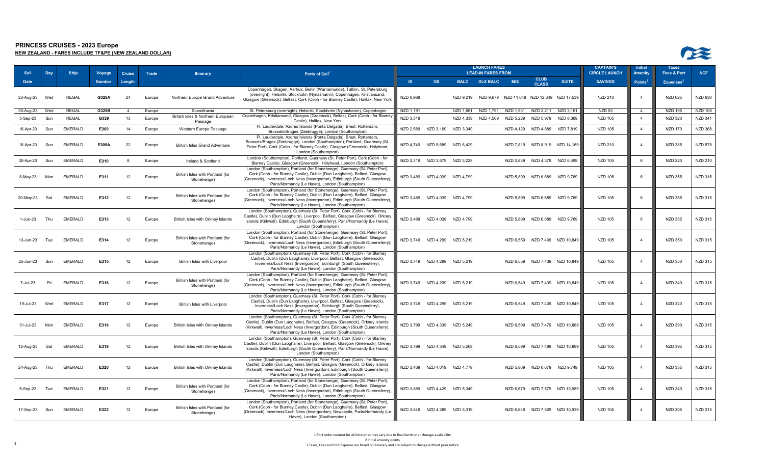# PRINCESS CRUISES - 2023 Europe

**NEW ZEALAND - FARES INCLUDE TF&PE (NEW ZEALAND DOLLAR)**

| Sail Date | Day | Ship | Voyage Number | Cruise Length | Trade | Itinerary | Ports of Call[1] | LAUNCH FARES LEAD-IN FARES FROM IS | OS | BALC | DLX BALC | M/S | CLUB CLASS | SUITE | CAPTAIN'S CIRCLE LAUNCH SAVINGS | Initial Amenity Points[2] | Taxes Fees & Port Expenses[3] | NCF |
|---|---|---|---|---|---|---|---|---|---|---|---|---|---|---|---|---|---|---|
| 23-Aug-23 | Wed | REGAL | G328A | 24 | Europe | Northern Europe Grand Adventure | Copenhagen, Skagen, Aarhus, Berlin (Warnemunde), Tallinn, St. Petersburg (overnight), Helsinki, Stockholm (Nynashamn), Copenhagen, Kristiansand, Glasgow (Greenock), Belfast, Cork (Cobh - for Blarney Castle), Halifax, New York | NZD 6,989 | | NZD 9,219 | NZD 9,679 | NZD 11,049 | NZD 12,349 | NZD 17,539 | NZD 210 | 4 | NZD 625 | NZD 630 |
| 30-Aug-23 | Wed | REGAL | G328B | 4 | Europe | Scandinavia | St. Petersburg (overnight), Helsinki, Stockholm (Nynashamn), Copenhagen | NZD 1,191 | | NZD 1,661 | NZD 1,751 | NZD 1,931 | NZD 2,211 | NZD 3,161 | NZD 53 | 4 | NZD 195 | NZD 105 |
| 3-Sep-23 | Sun | REGAL | G329 | 13 | Europe | British Isles & Northern European Passage | Copenhagen, Kristiansand, Glasgow (Greenock), Belfast, Cork (Cobh - for Blarney Castle), Halifax, New York | NZD 3,319 | | NZD 4,339 | NZD 4,569 | NZD 5,229 | NZD 5,979 | NZD 8,369 | NZD 105 | 4 | NZD 320 | NZD 341 |
| 16-Apr-23 | Sun | EMERALD | E309 | 14 | Europe | Western Europe Passage | Ft. Lauderdale, Azores Islands (Ponta Delgada), Brest, Rotterdam, Brussels/Bruges (Zeebrugge), London (Southampton) | NZD 2,589 | NZD 3,169 | NZD 3,349 | | NZD 4,129 | NZD 4,889 | NZD 7,819 | NZD 105 | 4 | NZD 170 | NZD 368 |
| 16-Apr-23 | Sun | EMERALD | E309A | 22 | Europe | British Isles Grand Adventure | Ft. Lauderdale, Azores Islands (Ponta Delgada), Brest, Rotterdam, Brussels/Bruges (Zeebrugge), London (Southampton), Portland, Guernsey (St. Peter Port), Cork (Cobh - for Blarney Castle), Glasgow (Greenock), Holyhead, London (Southampton) | NZD 4,749 | NZD 5,689 | NZD 6,429 | | NZD 7,819 | NZD 8,919 | NZD 14,169 | NZD 210 | 4 | NZD 385 | NZD 578 |
| 30-Apr-23 | Sun | EMERALD | E310 | 8 | Europe | Ireland & Scotland | London (Southampton), Portland, Guernsey (St. Peter Port), Cork (Cobh - for Blarney Castle), Glasgow (Greenock), Holyhead, London (Southampton) | NZD 2,319 | NZD 2,679 | NZD 3,229 | | NZD 3,839 | NZD 4,379 | NZD 6,499 | NZD 105 | 6 | NZD 220 | NZD 210 |
| 8-May-23 | Mon | EMERALD | E311 | 12 | Europe | British Isles with Portland (for Stonehenge) | London (Southampton), Portland (for Stonehenge), Guernsey (St. Peter Port), Cork (Cobh - for Blarney Castle), Dublin (Dun Laoghaire), Belfast, Glasgow (Greenock), Inverness/Loch Ness (Invergordon), Edinburgh (South Queensferry), Paris/Normandy (Le Havre), London (Southampton) | NZD 3,489 | NZD 4,039 | NZD 4,799 | | NZD 5,899 | NZD 6,689 | NZD 9,769 | NZD 105 | 6 | NZD 355 | NZD 315 |
| 20-May-23 | Sat | EMERALD | E312 | 12 | Europe | British Isles with Portland (for Stonehenge) | London (Southampton), Portland (for Stonehenge), Guernsey (St. Peter Port), Cork (Cobh - for Blarney Castle), Dublin (Dun Laoghaire), Belfast, Glasgow (Greenock), Inverness/Loch Ness (Invergordon), Edinburgh (South Queensferry), Paris/Normandy (Le Havre), London (Southampton) | NZD 3,489 | NZD 4,039 | NZD 4,799 | | NZD 5,899 | NZD 6,689 | NZD 9,769 | NZD 105 | 6 | NZD 355 | NZD 315 |
| 1-Jun-23 | Thu | EMERALD | E313 | 12 | Europe | British Isles with Orkney Islands | London (Southampton), Guernsey (St. Peter Port), Cork (Cobh - for Blarney Castle), Dublin (Dun Laoghaire), Liverpool, Belfast, Glasgow (Greenock), Orkney Islands (Kirkwall), Edinburgh (South Queensferry), Paris/Normandy (Le Havre), London (Southampton) | NZD 3,489 | NZD 4,039 | NZD 4,799 | | NZD 5,899 | NZD 6,689 | NZD 9,769 | NZD 105 | 6 | NZD 355 | NZD 315 |
| 13-Jun-23 | Tue | EMERALD | E314 | 12 | Europe | British Isles with Portland (for Stonehenge) | London (Southampton), Portland (for Stonehenge), Guernsey (St. Peter Port), Cork (Cobh - for Blarney Castle), Dublin (Dun Laoghaire), Belfast, Glasgow (Greenock), Inverness/Loch Ness (Invergordon), Edinburgh (South Queensferry), Paris/Normandy (Le Havre), London (Southampton) | NZD 3,749 | NZD 4,299 | NZD 5,219 | | NZD 6,559 | NZD 7,439 | NZD 10,849 | NZD 105 | 4 | NZD 350 | NZD 315 |
| 25-Jun-23 | Sun | EMERALD | E315 | 12 | Europe | British Isles with Liverpool | London (Southampton), Guernsey (St. Peter Port), Cork (Cobh - for Blarney Castle), Dublin (Dun Laoghaire), Liverpool, Belfast, Glasgow (Greenock), Inverness/Loch Ness (Invergordon), Edinburgh (South Queensferry), Paris/Normandy (Le Havre), London (Southampton) | NZD 3,749 | NZD 4,299 | NZD 5,219 | | NZD 6,559 | NZD 7,439 | NZD 10,849 | NZD 105 | 4 | NZD 350 | NZD 315 |
| 7-Jul-23 | Fri | EMERALD | E316 | 12 | Europe | British Isles with Portland (for Stonehenge) | London (Southampton), Portland (for Stonehenge), Guernsey (St. Peter Port), Cork (Cobh - for Blarney Castle), Dublin (Dun Laoghaire), Belfast, Glasgow (Greenock), Inverness/Loch Ness (Invergordon), Edinburgh (South Queensferry), Paris/Normandy (Le Havre), London (Southampton) | NZD 3,749 | NZD 4,299 | NZD 5,219 | | NZD 6,549 | NZD 7,439 | NZD 10,849 | NZD 105 | 4 | NZD 340 | NZD 315 |
| 19-Jul-23 | Wed | EMERALD | E317 | 12 | Europe | British Isles with Liverpool | London (Southampton), Guernsey (St. Peter Port), Cork (Cobh - for Blarney Castle), Dublin (Dun Laoghaire), Liverpool, Belfast, Glasgow (Greenock), Inverness/Loch Ness (Invergordon), Edinburgh (South Queensferry), Paris/Normandy (Le Havre), London (Southampton) | NZD 3,749 | NZD 4,299 | NZD 5,219 | | NZD 6,549 | NZD 7,439 | NZD 10,849 | NZD 105 | 4 | NZD 340 | NZD 315 |
| 31-Jul-23 | Mon | EMERALD | E318 | 12 | Europe | British Isles with Orkney Islands | London (Southampton), Guernsey (St. Peter Port), Cork (Cobh - for Blarney Castle), Dublin (Dun Laoghaire), Belfast, Glasgow (Greenock), Orkney Islands (Kirkwall), Inverness/Loch Ness (Invergordon), Edinburgh (South Queensferry), Paris/Normandy (Le Havre), London (Southampton) | NZD 3,799 | NZD 4,339 | NZD 5,249 | | NZD 6,599 | NZD 7,479 | NZD 10,889 | NZD 105 | 4 | NZD 390 | NZD 315 |
| 12-Aug-23 | Sat | EMERALD | E319 | 12 | Europe | British Isles with Orkney Islands | London (Southampton), Guernsey (St. Peter Port), Cork (Cobh - for Blarney Castle), Dublin (Dun Laoghaire), Liverpool, Belfast, Glasgow (Greenock), Orkney Islands (Kirkwall), Edinburgh (South Queensferry), Paris/Normandy (Le Havre), London (Southampton) | NZD 3,799 | NZD 4,349 | NZD 5,269 | | NZD 6,599 | NZD 7,489 | NZD 10,899 | NZD 105 | 4 | NZD 395 | NZD 315 |
| 24-Aug-23 | Thu | EMERALD | E320 | 12 | Europe | British Isles with Orkney Islands | London (Southampton), Guernsey (St. Peter Port), Cork (Cobh - for Blarney Castle), Dublin (Dun Laoghaire), Belfast, Glasgow (Greenock), Orkney Islands (Kirkwall), Inverness/Loch Ness (Invergordon), Edinburgh (South Queensferry), Paris/Normandy (Le Havre), London (Southampton) | NZD 3,469 | NZD 4,019 | NZD 4,779 | | NZD 5,869 | NZD 6,679 | NZD 9,749 | NZD 105 | 4 | NZD 335 | NZD 315 |
| 5-Sep-23 | Tue | EMERALD | E321 | 12 | Europe | British Isles with Portland (for Stonehenge) | London (Southampton), Portland (for Stonehenge), Guernsey (St. Peter Port), Cork (Cobh - for Blarney Castle), Dublin (Dun Laoghaire), Belfast, Glasgow (Greenock), Inverness/Loch Ness (Invergordon), Edinburgh (South Queensferry), Paris/Normandy (Le Havre), London (Southampton) | NZD 3,889 | NZD 4,429 | NZD 5,349 | | NZD 6,679 | NZD 7,579 | NZD 10,989 | NZD 105 | 4 | NZD 340 | NZD 315 |
| 17-Sep-23 | Sun | EMERALD | E322 | 12 | Europe | British Isles with Portland (for Stonehenge) | London (Southampton), Portland (for Stonehenge), Guernsey (St. Peter Port), Cork (Cobh - for Blarney Castle), Dublin (Dun Laoghaire), Belfast, Glasgow (Greenock), Inverness/Loch Ness (Invergordon), Newcastle, Paris/Normandy (Le Havre), London (Southampton) | NZD 3,849 | NZD 4,389 | NZD 5,319 | | NZD 6,649 | NZD 7,529 | NZD 10,939 | NZD 105 | 4 | NZD 305 | NZD 315 |

1 Port order content for all itineraries may vary due to final berth or anchorage availability

2 Initial amenity points

3 Taxes, Fees and Port Expense are based on itinerary and are subject to change without prior notice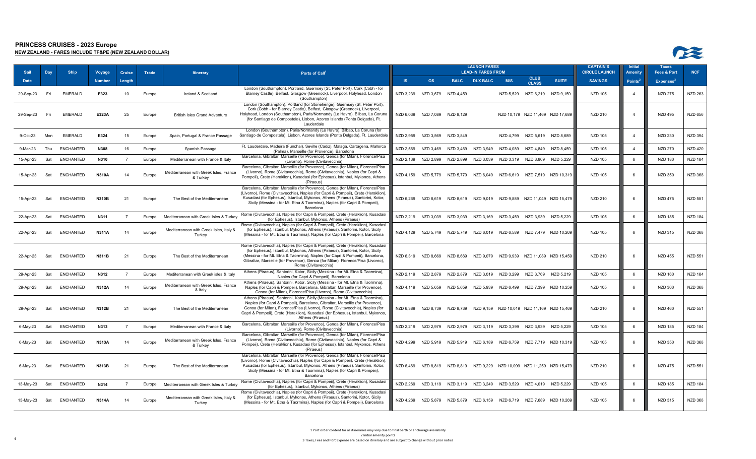## PRINCESS CRUISES - 2023 Europe

**NEW ZEALAND - FARES INCLUDE TF&PE (NEW ZEALAND DOLLAR)**

| Sail | Day | Ship | Voyage | Cruise | Trade | Itinerary | Ports of Call[1] | LAUNCH FARES LEAD-IN FARES FROM | | | | | | | CAPTAIN'S CIRCLE LAUNCH | Initial Amenity | Taxes Fees & Port | NCF |
|---|---|---|---|---|---|---|---|---|---|---|---|---|---|---|---|---|---|---|
| Date | | | Number | Length | | | | IS | OS | BALC | DLX BALC | M/S | CLUB CLASS | SUITE | SAVINGS | Points[2] | Expenses[3] | |
| 29-Sep-23 | Fri | EMERALD | E323 | 10 | Europe | Ireland & Scotland | London (Southampton), Portland, Guernsey (St. Peter Port), Cork (Cobh - for Blarney Castle), Belfast, Glasgow (Greenock), Liverpool, Holyhead, London (Southampton) | NZD 3,239 | NZD 3,679 | NZD 4,459 | | NZD 5,529 | NZD 6,219 | NZD 9,159 | NZD 105 | 4 | NZD 275 | NZD 263 |
| 29-Sep-23 | Fri | EMERALD | E323A | 25 | Europe | British Isles Grand Adventure | London (Southampton), Portland (for Stonehenge), Guernsey (St. Peter Port), Cork (Cobh - for Blarney Castle), Belfast, Glasgow (Greenock), Liverpool, Holyhead, London (Southampton), Paris/Normandy (Le Havre), Bilbao, La Coruna (for Santiago de Compostela), Lisbon, Azores Islands (Ponta Delgada), Ft. Lauderdale | NZD 6,039 | NZD 7,089 | NZD 8,129 | | NZD 10,179 | NZD 11,469 | NZD 17,689 | NZD 210 | 4 | NZD 495 | NZD 656 |
| 9-Oct-23 | Mon | EMERALD | E324 | 15 | Europe | Spain, Portugal & France Passage | London (Southampton), Paris/Normandy (Le Havre), Bilbao, La Coruna (for Santiago de Compostela), Lisbon, Azores Islands (Ponta Delgada), Ft. Lauderdale | NZD 2,959 | NZD 3,569 | NZD 3,849 | | NZD 4,799 | NZD 5,619 | NZD 8,689 | NZD 105 | 4 | NZD 230 | NZD 394 |
| 9-Mar-23 | Thu | ENCHANTED | N308 | 16 | Europe | Spanish Passage | Ft. Lauderdale, Madeira (Funchal), Seville (Cadiz), Malaga, Cartagena, Mallorca (Palma), Marseille (for Provence), Barcelona | NZD 2,569 | NZD 3,469 | NZD 3,469 | NZD 3,949 | NZD 4,089 | NZD 4,849 | NZD 8,459 | NZD 105 | 4 | NZD 270 | NZD 420 |
| 15-Apr-23 | Sat | ENCHANTED | N310 | 7 | Europe | Mediterranean with France & Italy | Barcelona, Gibraltar, Marseille (for Provence), Genoa (for Milan), Florence/Pisa (Livorno), Rome (Civitavecchia) | NZD 2,139 | NZD 2,899 | NZD 2,899 | NZD 3,039 | NZD 3,319 | NZD 3,869 | NZD 5,229 | NZD 105 | 6 | NZD 180 | NZD 184 |
| 15-Apr-23 | Sat | ENCHANTED | N310A | 14 | Europe | Mediterranean with Greek Isles, France & Turkey | Barcelona, Gibraltar, Marseille (for Provence), Genoa (for Milan), Florence/Pisa (Livorno), Rome (Civitavecchia), Rome (Civitavecchia), Naples (for Capri & Pompeii), Crete (Heraklion), Kusadasi (for Ephesus), Istanbul, Mykonos, Athens (Piraeus) | NZD 4,159 | NZD 5,779 | NZD 5,779 | NZD 6,049 | NZD 6,619 | NZD 7,519 | NZD 10,319 | NZD 105 | 6 | NZD 350 | NZD 368 |
| 15-Apr-23 | Sat | ENCHANTED | N310B | 21 | Europe | The Best of the Mediterranean | Barcelona, Gibraltar, Marseille (for Provence), Genoa (for Milan), Florence/Pisa (Livorno), Rome (Civitavecchia), Naples (for Capri & Pompeii), Crete (Heraklion), Kusadasi (for Ephesus), Istanbul, Mykonos, Athens (Piraeus), Santorini, Kotor, Sicily (Messina - for Mt. Etna & Taormina), Naples (for Capri & Pompeii), Barcelona | NZD 6,269 | NZD 8,619 | NZD 8,619 | NZD 9,019 | NZD 9,889 | NZD 11,049 | NZD 15,479 | NZD 210 | 6 | NZD 475 | NZD 551 |
| 22-Apr-23 | Sat | ENCHANTED | N311 | 7 | Europe | Mediterranean with Greek Isles & Turkey | Rome (Civitavecchia), Naples (for Capri & Pompeii), Crete (Heraklion), Kusadasi (for Ephesus), Istanbul, Mykonos, Athens (Piraeus) | NZD 2,219 | NZD 3,039 | NZD 3,039 | NZD 3,169 | NZD 3,459 | NZD 3,939 | NZD 5,229 | NZD 105 | 6 | NZD 185 | NZD 184 |
| 22-Apr-23 | Sat | ENCHANTED | N311A | 14 | Europe | Mediterranean with Greek Isles, Italy & Turkey | Rome (Civitavecchia), Naples (for Capri & Pompeii), Crete (Heraklion), Kusadasi (for Ephesus), Istanbul, Mykonos, Athens (Piraeus), Santorini, Kotor, Sicily (Messina - for Mt. Etna & Taormina), Naples (for Capri & Pompeii), Barcelona | NZD 4,129 | NZD 5,749 | NZD 5,749 | NZD 6,019 | NZD 6,589 | NZD 7,479 | NZD 10,269 | NZD 105 | 6 | NZD 315 | NZD 368 |
| 22-Apr-23 | Sat | ENCHANTED | N311B | 21 | Europe | The Best of the Mediterranean | Rome (Civitavecchia), Naples (for Capri & Pompeii), Crete (Heraklion), Kusadasi (for Ephesus), Istanbul, Mykonos, Athens (Piraeus), Santorini, Kotor, Sicily (Messina - for Mt. Etna & Taormina), Naples (for Capri & Pompeii), Barcelona, Gibraltar, Marseille (for Provence), Genoa (for Milan), Florence/Pisa (Livorno), Rome (Civitavecchia) | NZD 6,319 | NZD 8,669 | NZD 8,669 | NZD 9,079 | NZD 9,939 | NZD 11,089 | NZD 15,459 | NZD 210 | 6 | NZD 455 | NZD 551 |
| 29-Apr-23 | Sat | ENCHANTED | N312 | 7 | Europe | Mediterranean with Greek isles & Italy | Athens (Piraeus), Santorini, Kotor, Sicily (Messina - for Mt. Etna & Taormina), Naples (for Capri & Pompeii), Barcelona | NZD 2,119 | NZD 2,879 | NZD 2,879 | NZD 3,019 | NZD 3,299 | NZD 3,769 | NZD 5,219 | NZD 105 | 6 | NZD 160 | NZD 184 |
| 29-Apr-23 | Sat | ENCHANTED | N312A | 14 | Europe | Mediterranean with Greek Isles, France & Italy | Athens (Piraeus), Santorini, Kotor, Sicily (Messina - for Mt. Etna & Taormina), Naples (for Capri & Pompeii), Barcelona, Gibraltar, Marseille (for Provence), Genoa (for Milan), Florence/Pisa (Livorno), Rome (Civitavecchia) | NZD 4,119 | NZD 5,659 | NZD 5,659 | NZD 5,939 | NZD 6,499 | NZD 7,399 | NZD 10,259 | NZD 105 | 6 | NZD 300 | NZD 368 |
| 29-Apr-23 | Sat | ENCHANTED | N312B | 21 | Europe | The Best of the Mediterranean | Athens (Piraeus), Santorini, Kotor, Sicily (Messina - for Mt. Etna & Taormina), Naples (for Capri & Pompeii), Barcelona, Gibraltar, Marseille (for Provence), Genoa (for Milan), Florence/Pisa (Livorno), Rome (Civitavecchia), Naples (for Capri & Pompeii), Crete (Heraklion), Kusadasi (for Ephesus), Istanbul, Mykonos, Athens (Piraeus) | NZD 6,389 | NZD 8,739 | NZD 8,739 | NZD 9,159 | NZD 10,019 | NZD 11,169 | NZD 15,469 | NZD 210 | 6 | NZD 460 | NZD 551 |
| 6-May-23 | Sat | ENCHANTED | N313 | 7 | Europe | Mediterranean with France & Italy | Barcelona, Gibraltar, Marseille (for Provence), Genoa (for Milan), Florence/Pisa (Livorno), Rome (Civitavecchia) | NZD 2,219 | NZD 2,979 | NZD 2,979 | NZD 3,119 | NZD 3,399 | NZD 3,939 | NZD 5,229 | NZD 105 | 6 | NZD 185 | NZD 184 |
| 6-May-23 | Sat | ENCHANTED | N313A | 14 | Europe | Mediterranean with Greek Isles, France & Turkey | Barcelona, Gibraltar, Marseille (for Provence), Genoa (for Milan), Florence/Pisa (Livorno), Rome (Civitavecchia), Rome (Civitavecchia), Naples (for Capri & Pompeii), Crete (Heraklion), Kusadasi (for Ephesus), Istanbul, Mykonos, Athens (Piraeus) | NZD 4,299 | NZD 5,919 | NZD 5,919 | NZD 6,189 | NZD 6,759 | NZD 7,719 | NZD 10,319 | NZD 105 | 6 | NZD 350 | NZD 368 |
| 6-May-23 | Sat | ENCHANTED | N313B | 21 | Europe | The Best of the Mediterranean | Barcelona, Gibraltar, Marseille (for Provence), Genoa (for Milan), Florence/Pisa (Livorno), Rome (Civitavecchia), Naples (for Capri & Pompeii), Crete (Heraklion), Kusadasi (for Ephesus), Istanbul, Mykonos, Athens (Piraeus), Santorini, Kotor, Sicily (Messina - for Mt. Etna & Taormina), Naples (for Capri & Pompeii), Barcelona | NZD 6,469 | NZD 8,819 | NZD 8,819 | NZD 9,229 | NZD 10,099 | NZD 11,259 | NZD 15,479 | NZD 210 | 6 | NZD 475 | NZD 551 |
| 13-May-23 | Sat | ENCHANTED | N314 | 7 | Europe | Mediterranean with Greek Isles & Turkey | Rome (Civitavecchia), Naples (for Capri & Pompeii), Crete (Heraklion), Kusadasi (for Ephesus), Istanbul, Mykonos, Athens (Piraeus) | NZD 2,269 | NZD 3,119 | NZD 3,119 | NZD 3,249 | NZD 3,529 | NZD 4,019 | NZD 5,229 | NZD 105 | 6 | NZD 185 | NZD 184 |
| 13-May-23 | Sat | ENCHANTED | N314A | 14 | Europe | Mediterranean with Greek Isles, Italy & Turkey | Rome (Civitavecchia), Naples (for Capri & Pompeii), Crete (Heraklion), Kusadasi (for Ephesus), Istanbul, Mykonos, Athens (Piraeus), Santorini, Kotor, Sicily (Messina - for Mt. Etna & Taormina), Naples (for Capri & Pompeii), Barcelona | NZD 4,269 | NZD 5,879 | NZD 5,879 | NZD 6,159 | NZD 6,719 | NZD 7,689 | NZD 10,269 | NZD 105 | 6 | NZD 315 | NZD 368 |

1 Port order content for all itineraries may vary due to final berth or anchorage availability

2 Initial amenity points

3 Taxes, Fees and Port Expense are based on itinerary and are subject to change without prior notice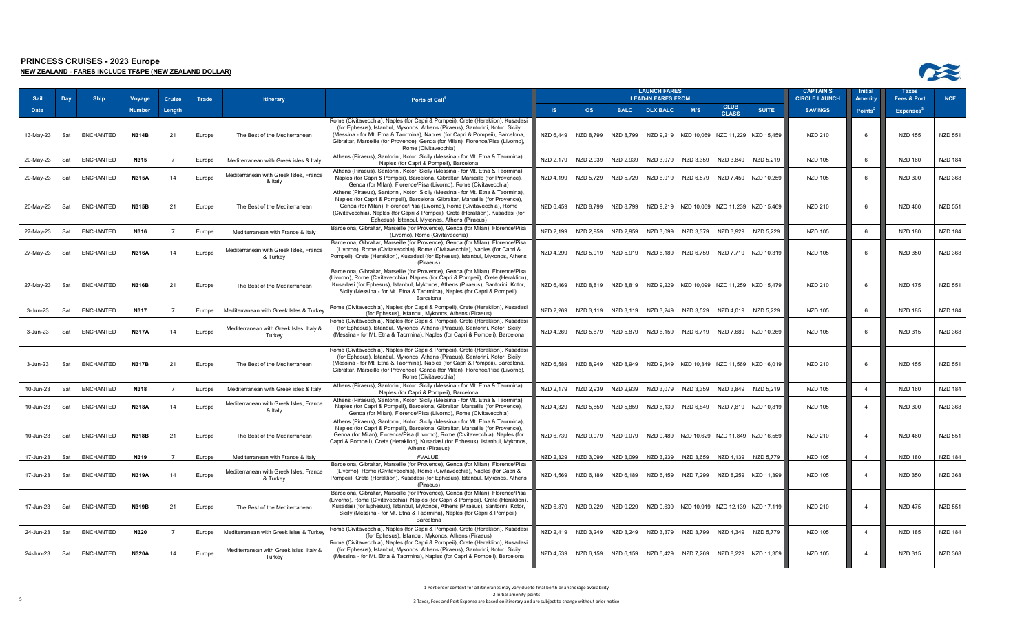# PRINCESS CRUISES - 2023 Europe

**NEW ZEALAND - FARES INCLUDE TF&PE (NEW ZEALAND DOLLAR)**

| Sail Date | Day | Ship | Voyage Number | Cruise Length | Trade | Itinerary | Ports of Call[1] | LAUNCH FARES LEAD-IN FARES FROM IS | OS | BALC | DLX BALC | M/S | CLUB CLASS | SUITE | CAPTAIN'S CIRCLE LAUNCH SAVINGS | Initial Amenity Points[2] | Taxes Fees & Port Expenses[3] | NCF |
|---|---|---|---|---|---|---|---|---|---|---|---|---|---|---|---|---|---|---|
| 13-May-23 | Sat | ENCHANTED | N314B | 21 | Europe | The Best of the Mediterranean | Rome (Civitavecchia), Naples (for Capri & Pompeii), Crete (Heraklion), Kusadasi (for Ephesus), Istanbul, Mykonos, Athens (Piraeus), Santorini, Kotor, Sicily (Messina - for Mt. Etna & Taormina), Naples (for Capri & Pompeii), Barcelona, Gibraltar, Marseille (for Provence), Genoa (for Milan), Florence/Pisa (Livorno), Rome (Civitavecchia) | NZD 6,449 | NZD 8,799 | NZD 8,799 | NZD 9,219 | NZD 10,069 | NZD 11,229 | NZD 15,459 | NZD 210 | 6 | NZD 455 | NZD 551 |
| 20-May-23 | Sat | ENCHANTED | N315 | 7 | Europe | Mediterranean with Greek isles & Italy | Athens (Piraeus), Santorini, Kotor, Sicily (Messina - for Mt. Etna & Taormina), Naples (for Capri & Pompeii), Barcelona | NZD 2,179 | NZD 2,939 | NZD 2,939 | NZD 3,079 | NZD 3,359 | NZD 3,849 | NZD 5,219 | NZD 105 | 6 | NZD 160 | NZD 184 |
| 20-May-23 | Sat | ENCHANTED | N315A | 14 | Europe | Mediterranean with Greek Isles, France & Italy | Athens (Piraeus), Santorini, Kotor, Sicily (Messina - for Mt. Etna & Taormina), Naples (for Capri & Pompeii), Barcelona, Gibraltar, Marseille (for Provence), Genoa (for Milan), Florence/Pisa (Livorno), Rome (Civitavecchia) | NZD 4,199 | NZD 5,729 | NZD 5,729 | NZD 6,019 | NZD 6,579 | NZD 7,459 | NZD 10,259 | NZD 105 | 6 | NZD 300 | NZD 368 |
| 20-May-23 | Sat | ENCHANTED | N315B | 21 | Europe | The Best of the Mediterranean | Athens (Piraeus), Santorini, Kotor, Sicily (Messina - for Mt. Etna & Taormina), Naples (for Capri & Pompeii), Barcelona, Gibraltar, Marseille (for Provence), Genoa (for Milan), Florence/Pisa (Livorno), Rome (Civitavecchia), Rome (Civitavecchia), Naples (for Capri & Pompeii), Crete (Heraklion), Kusadasi (for Ephesus), Istanbul, Mykonos, Athens (Piraeus) | NZD 6,459 | NZD 8,799 | NZD 8,799 | NZD 9,219 | NZD 10,069 | NZD 11,239 | NZD 15,469 | NZD 210 | 6 | NZD 460 | NZD 551 |
| 27-May-23 | Sat | ENCHANTED | N316 | 7 | Europe | Mediterranean with France & Italy | Barcelona, Gibraltar, Marseille (for Provence), Genoa (for Milan), Florence/Pisa (Livorno), Rome (Civitavecchia) | NZD 2,199 | NZD 2,959 | NZD 2,959 | NZD 3,099 | NZD 3,379 | NZD 3,929 | NZD 5,229 | NZD 105 | 6 | NZD 180 | NZD 184 |
| 27-May-23 | Sat | ENCHANTED | N316A | 14 | Europe | Mediterranean with Greek Isles, France & Turkey | Barcelona, Gibraltar, Marseille (for Provence), Genoa (for Milan), Florence/Pisa (Livorno), Rome (Civitavecchia), Rome (Civitavecchia), Naples (for Capri & Pompeii), Crete (Heraklion), Kusadasi (for Ephesus), Istanbul, Mykonos, Athens (Piraeus) | NZD 4,299 | NZD 5,919 | NZD 5,919 | NZD 6,189 | NZD 6,759 | NZD 7,719 | NZD 10,319 | NZD 105 | 6 | NZD 350 | NZD 368 |
| 27-May-23 | Sat | ENCHANTED | N316B | 21 | Europe | The Best of the Mediterranean | Barcelona, Gibraltar, Marseille (for Provence), Genoa (for Milan), Florence/Pisa (Livorno), Rome (Civitavecchia), Rome (Civitavecchia), Naples (for Capri & Pompeii), Crete (Heraklion), Kusadasi (for Ephesus), Istanbul, Mykonos, Athens (Piraeus), Santorini, Kotor, Sicily (Messina - for Mt. Etna & Taormina), Naples (for Capri & Pompeii), Barcelona | NZD 6,469 | NZD 8,819 | NZD 8,819 | NZD 9,229 | NZD 10,099 | NZD 11,259 | NZD 15,479 | NZD 210 | 6 | NZD 475 | NZD 551 |
| 3-Jun-23 | Sat | ENCHANTED | N317 | 7 | Europe | Mediterranean with Greek Isles & Turkey | Rome (Civitavecchia), Naples (for Capri & Pompeii), Crete (Heraklion), Kusadasi (for Ephesus), Istanbul, Mykonos, Athens (Piraeus) | NZD 2,269 | NZD 3,119 | NZD 3,119 | NZD 3,249 | NZD 3,529 | NZD 4,019 | NZD 5,229 | NZD 105 | 6 | NZD 185 | NZD 184 |
| 3-Jun-23 | Sat | ENCHANTED | N317A | 14 | Europe | Mediterranean with Greek Isles, Italy & Turkey | Rome (Civitavecchia), Naples (for Capri & Pompeii), Crete (Heraklion), Kusadasi (for Ephesus), Istanbul, Mykonos, Athens (Piraeus), Santorini, Kotor, Sicily (Messina - for Mt. Etna & Taormina), Naples (for Capri & Pompeii), Barcelona | NZD 4,269 | NZD 5,879 | NZD 5,879 | NZD 6,159 | NZD 6,719 | NZD 7,689 | NZD 10,269 | NZD 105 | 6 | NZD 315 | NZD 368 |
| 3-Jun-23 | Sat | ENCHANTED | N317B | 21 | Europe | The Best of the Mediterranean | Rome (Civitavecchia), Naples (for Capri & Pompeii), Crete (Heraklion), Kusadasi (for Ephesus), Istanbul, Mykonos, Athens (Piraeus), Santorini, Kotor, Sicily (Messina - for Mt. Etna & Taormina), Naples (for Capri & Pompeii), Barcelona, Gibraltar, Marseille (for Provence), Genoa (for Milan), Florence/Pisa (Livorno), Rome (Civitavecchia) | NZD 6,589 | NZD 8,949 | NZD 8,949 | NZD 9,349 | NZD 10,349 | NZD 11,569 | NZD 16,019 | NZD 210 | 6 | NZD 455 | NZD 551 |
| 10-Jun-23 | Sat | ENCHANTED | N318 | 7 | Europe | Mediterranean with Greek isles & Italy | Athens (Piraeus), Santorini, Kotor, Sicily (Messina - for Mt. Etna & Taormina), Naples (for Capri & Pompeii), Barcelona | NZD 2,179 | NZD 2,939 | NZD 2,939 | NZD 3,079 | NZD 3,359 | NZD 3,849 | NZD 5,219 | NZD 105 | 4 | NZD 160 | NZD 184 |
| 10-Jun-23 | Sat | ENCHANTED | N318A | 14 | Europe | Mediterranean with Greek Isles, France & Italy | Athens (Piraeus), Santorini, Kotor, Sicily (Messina - for Mt. Etna & Taormina), Naples (for Capri & Pompeii), Barcelona, Gibraltar, Marseille (for Provence), Genoa (for Milan), Florence/Pisa (Livorno), Rome (Civitavecchia) | NZD 4,329 | NZD 5,859 | NZD 5,859 | NZD 6,139 | NZD 6,849 | NZD 7,819 | NZD 10,819 | NZD 105 | 4 | NZD 300 | NZD 368 |
| 10-Jun-23 | Sat | ENCHANTED | N318B | 21 | Europe | The Best of the Mediterranean | Athens (Piraeus), Santorini, Kotor, Sicily (Messina - for Mt. Etna & Taormina), Naples (for Capri & Pompeii), Barcelona, Gibraltar, Marseille (for Provence), Genoa (for Milan), Florence/Pisa (Livorno), Rome (Civitavecchia), Naples (for Capri & Pompeii), Crete (Heraklion), Kusadasi (for Ephesus), Istanbul, Mykonos, Athens (Piraeus) | NZD 6,739 | NZD 9,079 | NZD 9,079 | NZD 9,489 | NZD 10,629 | NZD 11,849 | NZD 16,559 | NZD 210 | 4 | NZD 460 | NZD 551 |
| 17-Jun-23 | Sat | ENCHANTED | N319 | 7 | Europe | Mediterranean with France & Italy | #VALUE! | NZD 2,329 | NZD 3,099 | NZD 3,099 | NZD 3,239 | NZD 3,659 | NZD 4,139 | NZD 5,779 | NZD 105 | 4 | NZD 180 | NZD 184 |
| 17-Jun-23 | Sat | ENCHANTED | N319A | 14 | Europe | Mediterranean with Greek Isles, France & Turkey | Barcelona, Gibraltar, Marseille (for Provence), Genoa (for Milan), Florence/Pisa (Livorno), Rome (Civitavecchia), Rome (Civitavecchia), Naples (for Capri & Pompeii), Crete (Heraklion), Kusadasi (for Ephesus), Istanbul, Mykonos, Athens (Piraeus) | NZD 4,569 | NZD 6,189 | NZD 6,189 | NZD 6,459 | NZD 7,299 | NZD 8,259 | NZD 11,399 | NZD 105 | 4 | NZD 350 | NZD 368 |
| 17-Jun-23 | Sat | ENCHANTED | N319B | 21 | Europe | The Best of the Mediterranean | Barcelona, Gibraltar, Marseille (for Provence), Genoa (for Milan), Florence/Pisa (Livorno), Rome (Civitavecchia), Rome (Civitavecchia), Naples (for Capri & Pompeii), Crete (Heraklion), Kusadasi (for Ephesus), Istanbul, Mykonos, Athens (Piraeus), Santorini, Kotor, Sicily (Messina - for Mt. Etna & Taormina), Naples (for Capri & Pompeii), Barcelona | NZD 6,879 | NZD 9,229 | NZD 9,229 | NZD 9,639 | NZD 10,919 | NZD 12,139 | NZD 17,119 | NZD 210 | 4 | NZD 475 | NZD 551 |
| 24-Jun-23 | Sat | ENCHANTED | N320 | 7 | Europe | Mediterranean with Greek Isles & Turkey | Rome (Civitavecchia), Naples (for Capri & Pompeii), Crete (Heraklion), Kusadasi (for Ephesus), Istanbul, Mykonos, Athens (Piraeus) | NZD 2,419 | NZD 3,249 | NZD 3,249 | NZD 3,379 | NZD 3,799 | NZD 4,349 | NZD 5,779 | NZD 105 | 4 | NZD 185 | NZD 184 |
| 24-Jun-23 | Sat | ENCHANTED | N320A | 14 | Europe | Mediterranean with Greek Isles, Italy & Turkey | Rome (Civitavecchia), Naples (for Capri & Pompeii), Crete (Heraklion), Kusadasi (for Ephesus), Istanbul, Mykonos, Athens (Piraeus), Santorini, Kotor, Sicily (Messina - for Mt. Etna & Taormina), Naples (for Capri & Pompeii), Barcelona | NZD 4,539 | NZD 6,159 | NZD 6,159 | NZD 6,429 | NZD 7,269 | NZD 8,229 | NZD 11,359 | NZD 105 | 4 | NZD 315 | NZD 368 |

1 Port order content for all itineraries may vary due to final berth or anchorage availability

2 Initial amenity points

3 Taxes, Fees and Port Expense are based on itinerary and are subject to change without prior notice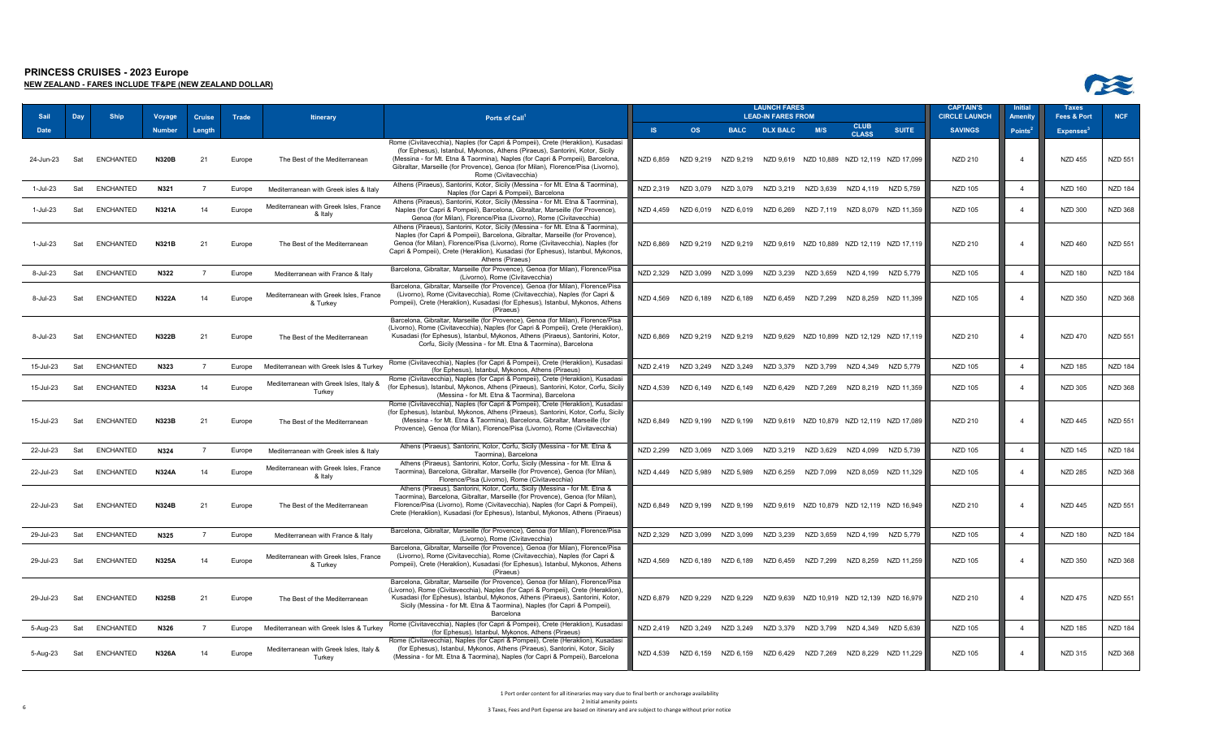# PRINCESS CRUISES - 2023 Europe

## NEW ZEALAND - FARES INCLUDE TF&PE (NEW ZEALAND DOLLAR)

| Sail Date | Day | Ship | Voyage Number | Cruise Length | Trade | Itinerary | Ports of Call[1] | LAUNCH FARES LEAD-IN FARES FROM IS | OS | BALC | DLX BALC | M/S | CLUB CLASS | SUITE | CAPTAIN'S CIRCLE LAUNCH SAVINGS | Initial Amenity Points[2] | Taxes Fees & Port Expenses[3] | NCF |
|---|---|---|---|---|---|---|---|---|---|---|---|---|---|---|---|---|---|---|
| 24-Jun-23 | Sat | ENCHANTED | N320B | 21 | Europe | The Best of the Mediterranean | Rome (Civitavecchia), Naples (for Capri & Pompeii), Crete (Heraklion), Kusadasi (for Ephesus), Istanbul, Mykonos, Athens (Piraeus), Santorini, Kotor, Sicily (Messina - for Mt. Etna & Taormina), Naples (for Capri & Pompeii), Barcelona, Gibraltar, Marseille (for Provence), Genoa (for Milan), Florence/Pisa (Livorno), Rome (Civitavecchia) | NZD 6,859 | NZD 9,219 | NZD 9,219 | NZD 9,619 | NZD 10,889 | NZD 12,119 | NZD 17,099 | NZD 210 | 4 | NZD 455 | NZD 551 |
| 1-Jul-23 | Sat | ENCHANTED | N321 | 7 | Europe | Mediterranean with Greek isles & Italy | Athens (Piraeus), Santorini, Kotor, Sicily (Messina - for Mt. Etna & Taormina), Naples (for Capri & Pompeii), Barcelona | NZD 2,319 | NZD 3,079 | NZD 3,079 | NZD 3,219 | NZD 3,639 | NZD 4,119 | NZD 5,759 | NZD 105 | 4 | NZD 160 | NZD 184 |
| 1-Jul-23 | Sat | ENCHANTED | N321A | 14 | Europe | Mediterranean with Greek Isles, France & Italy | Athens (Piraeus), Santorini, Kotor, Sicily (Messina - for Mt. Etna & Taormina), Naples (for Capri & Pompeii), Barcelona, Gibraltar, Marseille (for Provence), Genoa (for Milan), Florence/Pisa (Livorno), Rome (Civitavecchia) | NZD 4,459 | NZD 6,019 | NZD 6,019 | NZD 6,269 | NZD 7,119 | NZD 8,079 | NZD 11,359 | NZD 105 | 4 | NZD 300 | NZD 368 |
| 1-Jul-23 | Sat | ENCHANTED | N321B | 21 | Europe | The Best of the Mediterranean | Athens (Piraeus), Santorini, Kotor, Sicily (Messina - for Mt. Etna & Taormina), Naples (for Capri & Pompeii), Barcelona, Gibraltar, Marseille (for Provence), Genoa (for Milan), Florence/Pisa (Livorno), Rome (Civitavecchia), Naples (for Capri & Pompeii), Crete (Heraklion), Kusadasi (for Ephesus), Istanbul, Mykonos, Athens (Piraeus) | NZD 6,869 | NZD 9,219 | NZD 9,219 | NZD 9,619 | NZD 10,889 | NZD 12,119 | NZD 17,119 | NZD 210 | 4 | NZD 460 | NZD 551 |
| 8-Jul-23 | Sat | ENCHANTED | N322 | 7 | Europe | Mediterranean with France & Italy | Barcelona, Gibraltar, Marseille (for Provence), Genoa (for Milan), Florence/Pisa (Livorno), Rome (Civitavecchia) | NZD 2,329 | NZD 3,099 | NZD 3,099 | NZD 3,239 | NZD 3,659 | NZD 4,199 | NZD 5,779 | NZD 105 | 4 | NZD 180 | NZD 184 |
| 8-Jul-23 | Sat | ENCHANTED | N322A | 14 | Europe | Mediterranean with Greek Isles, France & Turkey | Barcelona, Gibraltar, Marseille (for Provence), Genoa (for Milan), Florence/Pisa (Livorno), Rome (Civitavecchia), Naples (for Capri & Pompeii), Crete (Heraklion), Kusadasi (for Ephesus), Istanbul, Mykonos, Athens (Piraeus) | NZD 4,569 | NZD 6,189 | NZD 6,189 | NZD 6,459 | NZD 7,299 | NZD 8,259 | NZD 11,399 | NZD 105 | 4 | NZD 350 | NZD 368 |
| 8-Jul-23 | Sat | ENCHANTED | N322B | 21 | Europe | The Best of the Mediterranean | Barcelona, Gibraltar, Marseille (for Provence), Genoa (for Milan), Florence/Pisa (Livorno), Rome (Civitavecchia), Naples (for Capri & Pompeii), Crete (Heraklion), Kusadasi (for Ephesus), Istanbul, Mykonos, Athens (Piraeus), Santorini, Kotor, Corfu, Sicily (Messina - for Mt. Etna & Taormina), Barcelona | NZD 6,869 | NZD 9,219 | NZD 9,219 | NZD 9,629 | NZD 10,899 | NZD 12,129 | NZD 17,119 | NZD 210 | 4 | NZD 470 | NZD 551 |
| 15-Jul-23 | Sat | ENCHANTED | N323 | 7 | Europe | Mediterranean with Greek Isles & Turkey | Rome (Civitavecchia), Naples (for Capri & Pompeii), Crete (Heraklion), Kusadasi (for Ephesus), Istanbul, Mykonos, Athens (Piraeus) | NZD 2,419 | NZD 3,249 | NZD 3,249 | NZD 3,379 | NZD 3,799 | NZD 4,349 | NZD 5,779 | NZD 105 | 4 | NZD 185 | NZD 184 |
| 15-Jul-23 | Sat | ENCHANTED | N323A | 14 | Europe | Mediterranean with Greek Isles, Italy & Turkey | Rome (Civitavecchia), Naples (for Capri & Pompeii), Crete (Heraklion), Kusadasi (for Ephesus), Istanbul, Mykonos, Athens (Piraeus), Santorini, Kotor, Corfu, Sicily (Messina - for Mt. Etna & Taormina), Barcelona | NZD 4,539 | NZD 6,149 | NZD 6,149 | NZD 6,429 | NZD 7,269 | NZD 8,219 | NZD 11,359 | NZD 105 | 4 | NZD 305 | NZD 368 |
| 15-Jul-23 | Sat | ENCHANTED | N323B | 21 | Europe | The Best of the Mediterranean | Rome (Civitavecchia), Naples (for Capri & Pompeii), Crete (Heraklion), Kusadasi (for Ephesus), Istanbul, Mykonos, Athens (Piraeus), Santorini, Kotor, Corfu, Sicily (Messina - for Mt. Etna & Taormina), Barcelona, Gibraltar, Marseille (for Provence), Genoa (for Milan), Florence/Pisa (Livorno), Rome (Civitavecchia) | NZD 6,849 | NZD 9,199 | NZD 9,199 | NZD 9,619 | NZD 10,879 | NZD 12,119 | NZD 17,089 | NZD 210 | 4 | NZD 445 | NZD 551 |
| 22-Jul-23 | Sat | ENCHANTED | N324 | 7 | Europe | Mediterranean with Greek isles & Italy | Athens (Piraeus), Santorini, Kotor, Corfu, Sicily (Messina - for Mt. Etna & Taormina), Barcelona | NZD 2,299 | NZD 3,069 | NZD 3,069 | NZD 3,219 | NZD 3,629 | NZD 4,099 | NZD 5,739 | NZD 105 | 4 | NZD 145 | NZD 184 |
| 22-Jul-23 | Sat | ENCHANTED | N324A | 14 | Europe | Mediterranean with Greek Isles, France & Italy | Athens (Piraeus), Santorini, Kotor, Corfu, Sicily (Messina - for Mt. Etna & Taormina), Barcelona, Gibraltar, Marseille (for Provence), Genoa (for Milan), Florence/Pisa (Livorno), Rome (Civitavecchia) | NZD 4,449 | NZD 5,989 | NZD 5,989 | NZD 6,259 | NZD 7,099 | NZD 8,059 | NZD 11,329 | NZD 105 | 4 | NZD 285 | NZD 368 |
| 22-Jul-23 | Sat | ENCHANTED | N324B | 21 | Europe | The Best of the Mediterranean | Athens (Piraeus), Santorini, Kotor, Corfu, Sicily (Messina - for Mt. Etna & Taormina), Barcelona, Gibraltar, Marseille (for Provence), Genoa (for Milan), Florence/Pisa (Livorno), Rome (Civitavecchia), Naples (for Capri & Pompeii), Crete (Heraklion), Kusadasi (for Ephesus), Istanbul, Mykonos, Athens (Piraeus) | NZD 6,849 | NZD 9,199 | NZD 9,199 | NZD 9,619 | NZD 10,879 | NZD 12,119 | NZD 16,949 | NZD 210 | 4 | NZD 445 | NZD 551 |
| 29-Jul-23 | Sat | ENCHANTED | N325 | 7 | Europe | Mediterranean with France & Italy | Barcelona, Gibraltar, Marseille (for Provence), Genoa (for Milan), Florence/Pisa (Livorno), Rome (Civitavecchia) | NZD 2,329 | NZD 3,099 | NZD 3,099 | NZD 3,239 | NZD 3,659 | NZD 4,199 | NZD 5,779 | NZD 105 | 4 | NZD 180 | NZD 184 |
| 29-Jul-23 | Sat | ENCHANTED | N325A | 14 | Europe | Mediterranean with Greek Isles, France & Turkey | Barcelona, Gibraltar, Marseille (for Provence), Genoa (for Milan), Florence/Pisa (Livorno), Rome (Civitavecchia), Naples (for Capri & Pompeii), Crete (Heraklion), Kusadasi (for Ephesus), Istanbul, Mykonos, Athens (Piraeus) | NZD 4,569 | NZD 6,189 | NZD 6,189 | NZD 6,459 | NZD 7,299 | NZD 8,259 | NZD 11,259 | NZD 105 | 4 | NZD 350 | NZD 368 |
| 29-Jul-23 | Sat | ENCHANTED | N325B | 21 | Europe | The Best of the Mediterranean | Barcelona, Gibraltar, Marseille (for Provence), Genoa (for Milan), Florence/Pisa (Livorno), Rome (Civitavecchia), Naples (for Capri & Pompeii), Crete (Heraklion), Kusadasi (for Ephesus), Istanbul, Mykonos, Athens (Piraeus), Santorini, Kotor, Sicily (Messina - for Mt. Etna & Taormina), Naples (for Capri & Pompeii), Barcelona | NZD 6,879 | NZD 9,229 | NZD 9,229 | NZD 9,639 | NZD 10,919 | NZD 12,139 | NZD 16,979 | NZD 210 | 4 | NZD 475 | NZD 551 |
| 5-Aug-23 | Sat | ENCHANTED | N326 | 7 | Europe | Mediterranean with Greek Isles & Turkey | Rome (Civitavecchia), Naples (for Capri & Pompeii), Crete (Heraklion), Kusadasi (for Ephesus), Istanbul, Mykonos, Athens (Piraeus) | NZD 2,419 | NZD 3,249 | NZD 3,249 | NZD 3,379 | NZD 3,799 | NZD 4,349 | NZD 5,639 | NZD 105 | 4 | NZD 185 | NZD 184 |
| 5-Aug-23 | Sat | ENCHANTED | N326A | 14 | Europe | Mediterranean with Greek Isles, Italy & Turkey | Rome (Civitavecchia), Naples (for Capri & Pompeii), Crete (Heraklion), Kusadasi (for Ephesus), Istanbul, Mykonos, Athens (Piraeus), Santorini, Kotor, Sicily (Messina - for Mt. Etna & Taormina), Naples (for Capri & Pompeii), Barcelona | NZD 4,539 | NZD 6,159 | NZD 6,159 | NZD 6,429 | NZD 7,269 | NZD 8,229 | NZD 11,229 | NZD 105 | 4 | NZD 315 | NZD 368 |

1 Port order content for all itineraries may vary due to final berth or anchorage availability

2 Initial amenity points

3 Taxes, Fees and Port Expense are based on itinerary and are subject to change without prior notice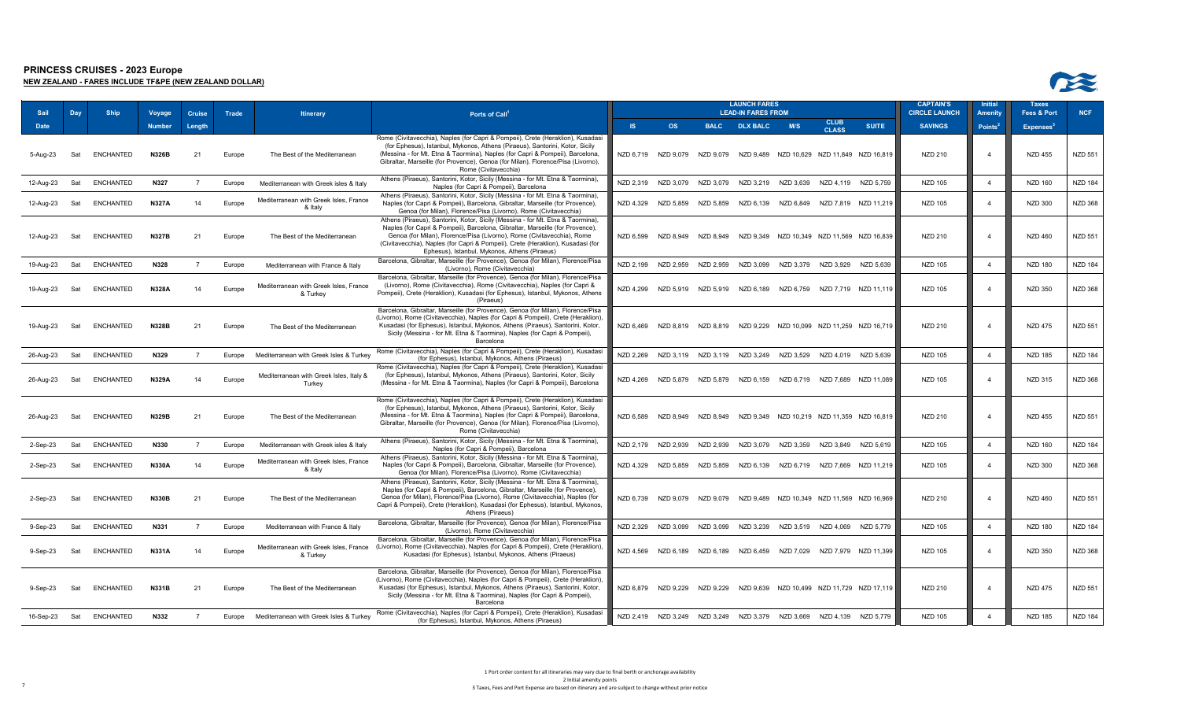# PRINCESS CRUISES - 2023 Europe

**NEW ZEALAND - FARES INCLUDE TF&PE (NEW ZEALAND DOLLAR)**

| Sail Date | Day | Ship | Voyage Number | Cruise Length | Trade | Itinerary | Ports of Call[1] | LAUNCH FARES LEAD-IN FARES FROM IS | OS | BALC | DLX BALC | M/S | CLUB CLASS | SUITE | CAPTAIN'S CIRCLE LAUNCH SAVINGS | Initial Amenity Points[2] | Taxes Fees & Port Expenses[3] | NCF |
|---|---|---|---|---|---|---|---|---|---|---|---|---|---|---|---|---|---|---|
| 5-Aug-23 | Sat | ENCHANTED | N326B | 21 | Europe | The Best of the Mediterranean | Rome (Civitavecchia), Naples (for Capri & Pompeii), Crete (Heraklion), Kusadasi (for Ephesus), Istanbul, Mykonos, Athens (Piraeus), Santorini, Kotor, Sicily (Messina - for Mt. Etna & Taormina), Naples (for Capri & Pompeii), Barcelona, Gibraltar, Marseille (for Provence), Genoa (for Milan), Florence/Pisa (Livorno), Rome (Civitavecchia) | NZD 6,719 | NZD 9,079 | NZD 9,079 | NZD 9,489 | NZD 10,629 | NZD 11,849 | NZD 16,819 | NZD 210 | 4 | NZD 455 | NZD 551 |
| 12-Aug-23 | Sat | ENCHANTED | N327 | 7 | Europe | Mediterranean with Greek isles & Italy | Athens (Piraeus), Santorini, Kotor, Sicily (Messina - for Mt. Etna & Taormina), Naples (for Capri & Pompeii), Barcelona | NZD 2,319 | NZD 3,079 | NZD 3,079 | NZD 3,219 | NZD 3,639 | NZD 4,119 | NZD 5,759 | NZD 105 | 4 | NZD 160 | NZD 184 |
| 12-Aug-23 | Sat | ENCHANTED | N327A | 14 | Europe | Mediterranean with Greek Isles, France & Italy | Athens (Piraeus), Santorini, Kotor, Sicily (Messina - for Mt. Etna & Taormina), Naples (for Capri & Pompeii), Barcelona, Gibraltar, Marseille (for Provence), Genoa (for Milan), Florence/Pisa (Livorno), Rome (Civitavecchia) | NZD 4,329 | NZD 5,859 | NZD 5,859 | NZD 6,139 | NZD 6,849 | NZD 7,819 | NZD 11,219 | NZD 105 | 4 | NZD 300 | NZD 368 |
| 12-Aug-23 | Sat | ENCHANTED | N327B | 21 | Europe | The Best of the Mediterranean | Athens (Piraeus), Santorini, Kotor, Sicily (Messina - for Mt. Etna & Taormina), Naples (for Capri & Pompeii), Barcelona, Gibraltar, Marseille (for Provence), Genoa (for Milan), Florence/Pisa (Livorno), Rome (Civitavecchia), Rome (Civitavecchia), Naples (for Capri & Pompeii), Crete (Heraklion), Kusadasi (for Ephesus), Istanbul, Mykonos, Athens (Piraeus) | NZD 6,599 | NZD 8,949 | NZD 8,949 | NZD 9,349 | NZD 10,349 | NZD 11,569 | NZD 16,839 | NZD 210 | 4 | NZD 460 | NZD 551 |
| 19-Aug-23 | Sat | ENCHANTED | N328 | 7 | Europe | Mediterranean with France & Italy | Barcelona, Gibraltar, Marseille (for Provence), Genoa (for Milan), Florence/Pisa (Livorno), Rome (Civitavecchia) | NZD 2,199 | NZD 2,959 | NZD 2,959 | NZD 3,099 | NZD 3,379 | NZD 3,929 | NZD 5,639 | NZD 105 | 4 | NZD 180 | NZD 184 |
| 19-Aug-23 | Sat | ENCHANTED | N328A | 14 | Europe | Mediterranean with Greek Isles, France & Turkey | Barcelona, Gibraltar, Marseille (for Provence), Genoa (for Milan), Florence/Pisa (Livorno), Rome (Civitavecchia), Rome (Civitavecchia), Naples (for Capri & Pompeii), Crete (Heraklion), Kusadasi (for Ephesus), Istanbul, Mykonos, Athens (Piraeus) | NZD 4,299 | NZD 5,919 | NZD 5,919 | NZD 6,189 | NZD 6,759 | NZD 7,719 | NZD 11,119 | NZD 105 | 4 | NZD 350 | NZD 368 |
| 19-Aug-23 | Sat | ENCHANTED | N328B | 21 | Europe | The Best of the Mediterranean | Barcelona, Gibraltar, Marseille (for Provence), Genoa (for Milan), Florence/Pisa (Livorno), Rome (Civitavecchia), Naples (for Capri & Pompeii), Crete (Heraklion), Kusadasi (for Ephesus), Istanbul, Mykonos, Athens (Piraeus), Santorini, Kotor, Sicily (Messina - for Mt. Etna & Taormina), Naples (for Capri & Pompeii), Barcelona | NZD 6,469 | NZD 8,819 | NZD 8,819 | NZD 9,229 | NZD 10,099 | NZD 11,259 | NZD 16,719 | NZD 210 | 4 | NZD 475 | NZD 551 |
| 26-Aug-23 | Sat | ENCHANTED | N329 | 7 | Europe | Mediterranean with Greek Isles & Turkey | Rome (Civitavecchia), Naples (for Capri & Pompeii), Crete (Heraklion), Kusadasi (for Ephesus), Istanbul, Mykonos, Athens (Piraeus) | NZD 2,269 | NZD 3,119 | NZD 3,119 | NZD 3,249 | NZD 3,529 | NZD 4,019 | NZD 5,639 | NZD 105 | 4 | NZD 185 | NZD 184 |
| 26-Aug-23 | Sat | ENCHANTED | N329A | 14 | Europe | Mediterranean with Greek Isles, Italy & Turkey | Rome (Civitavecchia), Naples (for Capri & Pompeii), Crete (Heraklion), Kusadasi (for Ephesus), Istanbul, Mykonos, Athens (Piraeus), Santorini, Kotor, Sicily (Messina - for Mt. Etna & Taormina), Naples (for Capri & Pompeii), Barcelona | NZD 4,269 | NZD 5,879 | NZD 5,879 | NZD 6,159 | NZD 6,719 | NZD 7,689 | NZD 11,089 | NZD 105 | 4 | NZD 315 | NZD 368 |
| 26-Aug-23 | Sat | ENCHANTED | N329B | 21 | Europe | The Best of the Mediterranean | Rome (Civitavecchia), Naples (for Capri & Pompeii), Crete (Heraklion), Kusadasi (for Ephesus), Istanbul, Mykonos, Athens (Piraeus), Santorini, Kotor, Sicily (Messina - for Mt. Etna & Taormina), Naples (for Capri & Pompeii), Barcelona, Gibraltar, Marseille (for Provence), Genoa (for Milan), Florence/Pisa (Livorno), Rome (Civitavecchia) | NZD 6,589 | NZD 8,949 | NZD 8,949 | NZD 9,349 | NZD 10,219 | NZD 11,359 | NZD 16,819 | NZD 210 | 4 | NZD 455 | NZD 551 |
| 2-Sep-23 | Sat | ENCHANTED | N330 | 7 | Europe | Mediterranean with Greek isles & Italy | Athens (Piraeus), Santorini, Kotor, Sicily (Messina - for Mt. Etna & Taormina), Naples (for Capri & Pompeii), Barcelona | NZD 2,179 | NZD 2,939 | NZD 2,939 | NZD 3,079 | NZD 3,359 | NZD 3,849 | NZD 5,619 | NZD 105 | 4 | NZD 160 | NZD 184 |
| 2-Sep-23 | Sat | ENCHANTED | N330A | 14 | Europe | Mediterranean with Greek Isles, France & Italy | Athens (Piraeus), Santorini, Kotor, Sicily (Messina - for Mt. Etna & Taormina), Naples (for Capri & Pompeii), Barcelona, Gibraltar, Marseille (for Provence), Genoa (for Milan), Florence/Pisa (Livorno), Rome (Civitavecchia) | NZD 4,329 | NZD 5,859 | NZD 5,859 | NZD 6,139 | NZD 6,719 | NZD 7,669 | NZD 11,219 | NZD 105 | 4 | NZD 300 | NZD 368 |
| 2-Sep-23 | Sat | ENCHANTED | N330B | 21 | Europe | The Best of the Mediterranean | Athens (Piraeus), Santorini, Kotor, Sicily (Messina - for Mt. Etna & Taormina), Naples (for Capri & Pompeii), Barcelona, Gibraltar, Marseille (for Provence), Genoa (for Milan), Florence/Pisa (Livorno), Rome (Civitavecchia), Naples (for Capri & Pompeii), Crete (Heraklion), Kusadasi (for Ephesus), Istanbul, Mykonos, Athens (Piraeus) | NZD 6,739 | NZD 9,079 | NZD 9,079 | NZD 9,489 | NZD 10,349 | NZD 11,569 | NZD 16,969 | NZD 210 | 4 | NZD 460 | NZD 551 |
| 9-Sep-23 | Sat | ENCHANTED | N331 | 7 | Europe | Mediterranean with France & Italy | Barcelona, Gibraltar, Marseille (for Provence), Genoa (for Milan), Florence/Pisa (Livorno), Rome (Civitavecchia) | NZD 2,329 | NZD 3,099 | NZD 3,099 | NZD 3,239 | NZD 3,519 | NZD 4,069 | NZD 5,779 | NZD 105 | 4 | NZD 180 | NZD 184 |
| 9-Sep-23 | Sat | ENCHANTED | N331A | 14 | Europe | Mediterranean with Greek Isles, France & Turkey | Barcelona, Gibraltar, Marseille (for Provence), Genoa (for Milan), Florence/Pisa (Livorno), Rome (Civitavecchia), Naples (for Capri & Pompeii), Crete (Heraklion), Kusadasi (for Ephesus), Istanbul, Mykonos, Athens (Piraeus) | NZD 4,569 | NZD 6,189 | NZD 6,189 | NZD 6,459 | NZD 7,029 | NZD 7,979 | NZD 11,399 | NZD 105 | 4 | NZD 350 | NZD 368 |
| 9-Sep-23 | Sat | ENCHANTED | N331B | 21 | Europe | The Best of the Mediterranean | Barcelona, Gibraltar, Marseille (for Provence), Genoa (for Milan), Florence/Pisa (Livorno), Rome (Civitavecchia), Naples (for Capri & Pompeii), Crete (Heraklion), Kusadasi (for Ephesus), Istanbul, Mykonos, Athens (Piraeus), Santorini, Kotor, Sicily (Messina - for Mt. Etna & Taormina), Naples (for Capri & Pompeii), Barcelona | NZD 6,879 | NZD 9,229 | NZD 9,229 | NZD 9,639 | NZD 10,499 | NZD 11,729 | NZD 17,119 | NZD 210 | 4 | NZD 475 | NZD 551 |
| 16-Sep-23 | Sat | ENCHANTED | N332 | 7 | Europe | Mediterranean with Greek Isles & Turkey | Rome (Civitavecchia), Naples (for Capri & Pompeii), Crete (Heraklion), Kusadasi (for Ephesus), Istanbul, Mykonos, Athens (Piraeus) | NZD 2,419 | NZD 3,249 | NZD 3,249 | NZD 3,379 | NZD 3,669 | NZD 4,139 | NZD 5,779 | NZD 105 | 4 | NZD 185 | NZD 184 |

1 Port order content for all itineraries may vary due to final berth or anchorage availability

2 Initial amenity points

3 Taxes, Fees and Port Expense are based on itinerary and are subject to change without prior notice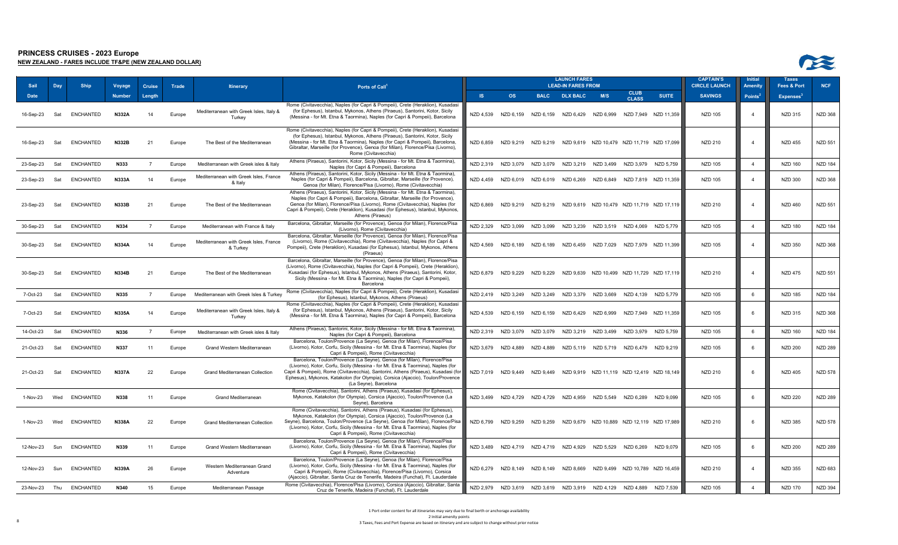# PRINCESS CRUISES - 2023 Europe

**NEW ZEALAND - FARES INCLUDE TF&PE (NEW ZEALAND DOLLAR)**

| Sail Date | Day | Ship | Voyage Number | Cruise Length | Trade | Itinerary | Ports of Call[1] | LEAD-IN FARES FROM IS | OS | BALC | DLX BALC | M/S | CLUB CLASS | SUITE | CAPTAIN'S CIRCLE LAUNCH SAVINGS | Initial Amenity Points[2] | Taxes Fees & Port Expenses[3] | NCF |
|---|---|---|---|---|---|---|---|---|---|---|---|---|---|---|---|---|---|---|
| 16-Sep-23 | Sat | ENCHANTED | N332A | 14 | Europe | Mediterranean with Greek Isles, Italy & Turkey | Rome (Civitavecchia), Naples (for Capri & Pompeii), Crete (Heraklion), Kusadasi (for Ephesus), Istanbul, Mykonos, Athens (Piraeus), Santorini, Kotor, Sicily (Messina - for Mt. Etna & Taormina), Naples (for Capri & Pompeii), Barcelona | NZD 4,539 | NZD 6,159 | NZD 6,159 | NZD 6,429 | NZD 6,999 | NZD 7,949 | NZD 11,359 | NZD 105 | 4 | NZD 315 | NZD 368 |
| 16-Sep-23 | Sat | ENCHANTED | N332B | 21 | Europe | The Best of the Mediterranean | Rome (Civitavecchia), Naples (for Capri & Pompeii), Crete (Heraklion), Kusadasi (for Ephesus), Istanbul, Mykonos, Athens (Piraeus), Santorini, Kotor, Sicily (Messina - for Mt. Etna & Taormina), Naples (for Capri & Pompeii), Barcelona, Gibraltar, Marseille (for Provence), Genoa (for Milan), Florence/Pisa (Livorno), Rome (Civitavecchia) | NZD 6,859 | NZD 9,219 | NZD 9,219 | NZD 9,619 | NZD 10,479 | NZD 11,719 | NZD 17,099 | NZD 210 | 4 | NZD 455 | NZD 551 |
| 23-Sep-23 | Sat | ENCHANTED | N333 | 7 | Europe | Mediterranean with Greek isles & Italy | Athens (Piraeus), Santorini, Kotor, Sicily (Messina - for Mt. Etna & Taormina), Naples (for Capri & Pompeii), Barcelona | NZD 2,319 | NZD 3,079 | NZD 3,079 | NZD 3,219 | NZD 3,499 | NZD 3,979 | NZD 5,759 | NZD 105 | 4 | NZD 160 | NZD 184 |
| 23-Sep-23 | Sat | ENCHANTED | N333A | 14 | Europe | Mediterranean with Greek Isles, France & Italy | Athens (Piraeus), Santorini, Kotor, Sicily (Messina - for Mt. Etna & Taormina), Naples (for Capri & Pompeii), Barcelona, Gibraltar, Marseille (for Provence), Genoa (for Milan), Florence/Pisa (Livorno), Rome (Civitavecchia) | NZD 4,459 | NZD 6,019 | NZD 6,019 | NZD 6,269 | NZD 6,849 | NZD 7,819 | NZD 11,359 | NZD 105 | 4 | NZD 300 | NZD 368 |
| 23-Sep-23 | Sat | ENCHANTED | N333B | 21 | Europe | The Best of the Mediterranean | Athens (Piraeus), Santorini, Kotor, Sicily (Messina - for Mt. Etna & Taormina), Naples (for Capri & Pompeii), Barcelona, Gibraltar, Marseille (for Provence), Genoa (for Milan), Florence/Pisa (Livorno), Rome (Civitavecchia), Naples (for Capri & Pompeii), Crete (Heraklion), Kusadasi (for Ephesus), Istanbul, Mykonos, Athens (Piraeus) | NZD 6,869 | NZD 9,219 | NZD 9,219 | NZD 9,619 | NZD 10,479 | NZD 11,719 | NZD 17,119 | NZD 210 | 4 | NZD 460 | NZD 551 |
| 30-Sep-23 | Sat | ENCHANTED | N334 | 7 | Europe | Mediterranean with France & Italy | Barcelona, Gibraltar, Marseille (for Provence), Genoa (for Milan), Florence/Pisa (Livorno), Rome (Civitavecchia) | NZD 2,329 | NZD 3,099 | NZD 3,099 | NZD 3,239 | NZD 3,519 | NZD 4,069 | NZD 5,779 | NZD 105 | 4 | NZD 180 | NZD 184 |
| 30-Sep-23 | Sat | ENCHANTED | N334A | 14 | Europe | Mediterranean with Greek Isles, France & Turkey | Barcelona, Gibraltar, Marseille (for Provence), Genoa (for Milan), Florence/Pisa (Livorno), Rome (Civitavecchia), Naples (for Capri & Pompeii), Crete (Heraklion), Kusadasi (for Ephesus), Istanbul, Mykonos, Athens (Piraeus) | NZD 4,569 | NZD 6,189 | NZD 6,189 | NZD 6,459 | NZD 7,029 | NZD 7,979 | NZD 11,399 | NZD 105 | 4 | NZD 350 | NZD 368 |
| 30-Sep-23 | Sat | ENCHANTED | N334B | 21 | Europe | The Best of the Mediterranean | Barcelona, Gibraltar, Marseille (for Provence), Genoa (for Milan), Florence/Pisa (Livorno), Rome (Civitavecchia), Naples (for Capri & Pompeii), Crete (Heraklion), Kusadasi (for Ephesus), Istanbul, Mykonos, Athens (Piraeus), Santorini, Kotor, Sicily (Messina - for Mt. Etna & Taormina), Naples (for Capri & Pompeii), Barcelona | NZD 6,879 | NZD 9,229 | NZD 9,229 | NZD 9,639 | NZD 10,499 | NZD 11,729 | NZD 17,119 | NZD 210 | 4 | NZD 475 | NZD 551 |
| 7-Oct-23 | Sat | ENCHANTED | N335 | 7 | Europe | Mediterranean with Greek Isles & Turkey | Rome (Civitavecchia), Naples (for Capri & Pompeii), Crete (Heraklion), Kusadasi (for Ephesus), Istanbul, Mykonos, Athens (Piraeus) | NZD 2,419 | NZD 3,249 | NZD 3,249 | NZD 3,379 | NZD 3,669 | NZD 4,139 | NZD 5,779 | NZD 105 | 6 | NZD 185 | NZD 184 |
| 7-Oct-23 | Sat | ENCHANTED | N335A | 14 | Europe | Mediterranean with Greek Isles, Italy & Turkey | Rome (Civitavecchia), Naples (for Capri & Pompeii), Crete (Heraklion), Kusadasi (for Ephesus), Istanbul, Mykonos, Athens (Piraeus), Santorini, Kotor, Sicily (Messina - for Mt. Etna & Taormina), Naples (for Capri & Pompeii), Barcelona | NZD 4,539 | NZD 6,159 | NZD 6,159 | NZD 6,429 | NZD 6,999 | NZD 7,949 | NZD 11,359 | NZD 105 | 6 | NZD 315 | NZD 368 |
| 14-Oct-23 | Sat | ENCHANTED | N336 | 7 | Europe | Mediterranean with Greek isles & Italy | Athens (Piraeus), Santorini, Kotor, Sicily (Messina - for Mt. Etna & Taormina), Naples (for Capri & Pompeii), Barcelona | NZD 2,319 | NZD 3,079 | NZD 3,079 | NZD 3,219 | NZD 3,499 | NZD 3,979 | NZD 5,759 | NZD 105 | 6 | NZD 160 | NZD 184 |
| 21-Oct-23 | Sat | ENCHANTED | N337 | 11 | Europe | Grand Western Mediterranean | Barcelona, Toulon/Provence (La Seyne), Genoa (for Milan), Florence/Pisa (Livorno), Kotor, Corfu, Sicily (Messina - for Mt. Etna & Taormina), Naples (for Capri & Pompeii), Rome (Civitavecchia) | NZD 3,679 | NZD 4,889 | NZD 4,889 | NZD 5,119 | NZD 5,719 | NZD 6,479 | NZD 9,219 | NZD 105 | 6 | NZD 200 | NZD 289 |
| 21-Oct-23 | Sat | ENCHANTED | N337A | 22 | Europe | Grand Mediterranean Collection | Barcelona, Toulon/Provence (La Seyne), Genoa (for Milan), Florence/Pisa (Livorno), Kotor, Corfu, Sicily (Messina - for Mt. Etna & Taormina), Naples (for Capri & Pompeii), Rome (Civitavecchia), Santorini, Athens (Piraeus), Kusadasi (for Ephesus), Mykonos, Katakolon (for Olympia), Corsica (Ajaccio), Toulon/Provence (La Seyne), Barcelona | NZD 7,019 | NZD 9,449 | NZD 9,449 | NZD 9,919 | NZD 11,119 | NZD 12,419 | NZD 18,149 | NZD 210 | 6 | NZD 405 | NZD 578 |
| 1-Nov-23 | Wed | ENCHANTED | N338 | 11 | Europe | Grand Mediterranean | Rome (Civitavecchia), Santorini, Athens (Piraeus), Kusadasi (for Ephesus), Mykonos, Katakolon (for Olympia), Corsica (Ajaccio), Toulon/Provence (La Seyne), Barcelona | NZD 3,499 | NZD 4,729 | NZD 4,729 | NZD 4,959 | NZD 5,549 | NZD 6,289 | NZD 9,099 | NZD 105 | 6 | NZD 220 | NZD 289 |
| 1-Nov-23 | Wed | ENCHANTED | N338A | 22 | Europe | Grand Mediterranean Collection | Rome (Civitavecchia), Santorini, Athens (Piraeus), Kusadasi (for Ephesus), Mykonos, Katakolon (for Olympia), Corsica (Ajaccio), Toulon/Provence (La Seyne), Barcelona, Toulon/Provence (La Seyne), Genoa (for Milan), Florence/Pisa (Livorno), Kotor, Corfu, Sicily (Messina - for Mt. Etna & Taormina), Naples (for Capri & Pompeii), Rome (Civitavecchia) | NZD 6,799 | NZD 9,259 | NZD 9,259 | NZD 9,679 | NZD 10,889 | NZD 12,119 | NZD 17,989 | NZD 210 | 6 | NZD 385 | NZD 578 |
| 12-Nov-23 | Sun | ENCHANTED | N339 | 11 | Europe | Grand Western Mediterranean | Barcelona, Toulon/Provence (La Seyne), Genoa (for Milan), Florence/Pisa (Livorno), Kotor, Corfu, Sicily (Messina - for Mt. Etna & Taormina), Naples (for Capri & Pompeii), Rome (Civitavecchia) | NZD 3,489 | NZD 4,719 | NZD 4,719 | NZD 4,929 | NZD 5,529 | NZD 6,269 | NZD 9,079 | NZD 105 | 6 | NZD 200 | NZD 289 |
| 12-Nov-23 | Sun | ENCHANTED | N339A | 26 | Europe | Western Mediterranean Grand Adventure | Barcelona, Toulon/Provence (La Seyne), Genoa (for Milan), Florence/Pisa (Livorno), Kotor, Corfu, Sicily (Messina - for Mt. Etna & Taormina), Naples (for Capri & Pompeii), Rome (Civitavecchia), Florence/Pisa (Livorno), Corsica (Ajaccio), Gibraltar, Santa Cruz de Tenerife, Madeira (Funchal), Ft. Lauderdale | NZD 6,279 | NZD 8,149 | NZD 8,149 | NZD 8,669 | NZD 9,499 | NZD 10,789 | NZD 16,459 | NZD 210 | 4 | NZD 355 | NZD 683 |
| 23-Nov-23 | Thu | ENCHANTED | N340 | 15 | Europe | Mediterranean Passage | Rome (Civitavecchia), Florence/Pisa (Livorno), Corsica (Ajaccio), Gibraltar, Santa Cruz de Tenerife, Madeira (Funchal), Ft. Lauderdale | NZD 2,979 | NZD 3,619 | NZD 3,619 | NZD 3,919 | NZD 4,129 | NZD 4,889 | NZD 7,539 | NZD 105 | 4 | NZD 170 | NZD 394 |

1 Port order content for all itineraries may vary due to final berth or anchorage availability

2 Initial amenity points

3 Taxes, Fees and Port Expense are based on itinerary and are subject to change without prior notice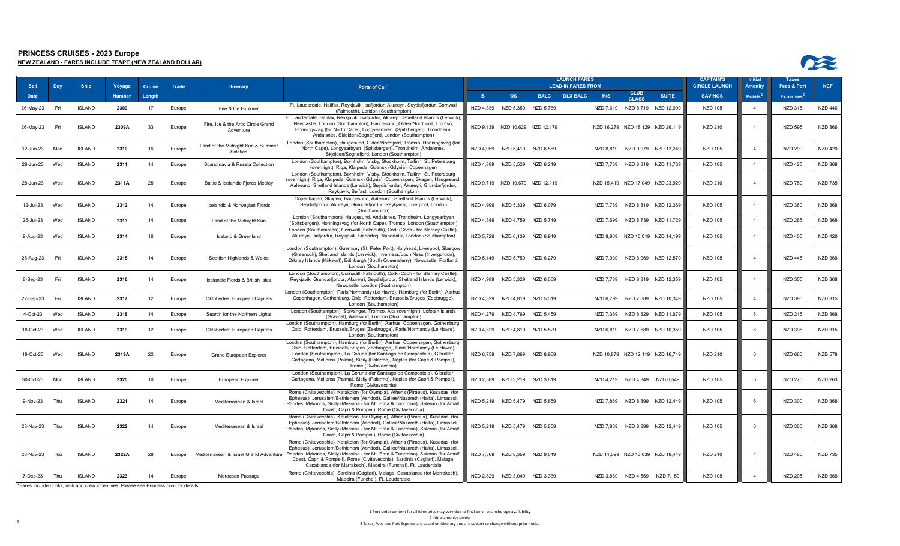# PRINCESS CRUISES - 2023 Europe

## NEW ZEALAND - FARES INCLUDE TF&PE (NEW ZEALAND DOLLAR)

| Sail Date | Day | Ship | Voyage Number | Cruise Length | Trade | Itinerary | Ports of Call[1] | LAUNCH FARES LEAD-IN FARES FROM IS | OS | BALC | DLX BALC | M/S | CLUB CLASS | SUITE | CAPTAIN'S CIRCLE LAUNCH SAVINGS | Initial Amenity Points[2] | Taxes Fees & Port Expenses[3] | NCF |
|---|---|---|---|---|---|---|---|---|---|---|---|---|---|---|---|---|---|---|
| 26-May-23 | Fri | ISLAND | 2309 | 17 | Europe | Fire & Ice Explorer | Ft. Lauderdale, Halifax, Reykjavik, Isafjordur, Akureyri, Seydisfjordur, Cornwall (Falmouth), London (Southampton) | NZD 4,339 | NZD 5,359 | NZD 5,769 | | NZD 7,619 | NZD 8,719 | NZD 12,999 | NZD 105 | 4 | NZD 315 | NZD 446 |
| 26-May-23 | Fri | ISLAND | 2309A | 33 | Europe | Fire, Ice & the Artic Circle Grand Adventure | Ft. Lauderdale, Halifax, Reykjavik, Isafjordur, Akureyri, Shetland Islands (Lerwick), Newcastle, London (Southampton), Haugesund, Olden/Nordfjord, Tromso, Honningsvag (for North Cape), Longyearbyen (Spitsbergen), Trondheim, Andalsnes, Skjolden/Sognefjord, London (Southampton) | NZD 9,139 | NZD 10,629 | NZD 12,179 | | NZD 16,279 | NZD 18,129 | NZD 26,119 | NZD 210 | 4 | NZD 595 | NZD 866 |
| 12-Jun-23 | Mon | ISLAND | 2310 | 16 | Europe | Land of the Midnight Sun & Summer Solstice | London (Southampton), Haugesund, Olden/Nordfjord, Tromso, Honningsvag (for North Cape), Longyearbyen (Spitsbergen), Trondheim, Andalsnes, Skjolden/Sognefjord, London (Southampton) | NZD 4,959 | NZD 5,419 | NZD 6,569 | | NZD 8,819 | NZD 9,979 | NZD 13,249 | NZD 105 | 4 | NZD 290 | NZD 420 |
| 28-Jun-23 | Wed | ISLAND | 2311 | 14 | Europe | Scandinavia & Russia Collection | London (Southampton), Bornholm, Visby, Stockholm, Tallinn, St. Petersburg (overnight), Riga, Klaipeda, Gdansk (Gdynia), Copenhagen | NZD 4,899 | NZD 5,529 | NZD 6,219 | | NZD 7,789 | NZD 8,819 | NZD 11,739 | NZD 105 | 4 | NZD 425 | NZD 368 |
| 28-Jun-23 | Wed | ISLAND | 2311A | 28 | Europe | Baltic & Icelandic Fjords Medley | London (Southampton), Bornholm, Visby, Stockholm, Tallinn, St. Petersburg (overnight), Riga, Klaipeda, Gdansk (Gdynia), Copenhagen, Skagen, Haugesund, Aalesund, Shetland Islands (Lerwick), Seydisfjordur, Akureyri, Grundarfjordur, Reykjavik, Belfast, London (Southampton) | NZD 9,719 | NZD 10,679 | NZD 12,119 | | NZD 15,419 | NZD 17,049 | NZD 23,929 | NZD 210 | 4 | NZD 750 | NZD 735 |
| 12-Jul-23 | Wed | ISLAND | 2312 | 14 | Europe | Icelandic & Norwegian Fjords | Copenhagen, Skagen, Haugesund, Aalesund, Shetland Islands (Lerwick), Seydisfjordur, Akureyri, Grundarfjordur, Reykjavik, Liverpool, London (Southampton) | NZD 4,999 | NZD 5,339 | NZD 6,079 | | NZD 7,789 | NZD 8,819 | NZD 12,369 | NZD 105 | 4 | NZD 360 | NZD 368 |
| 26-Jul-23 | Wed | ISLAND | 2313 | 14 | Europe | Land of the Midnight Sun | London (Southampton), Haugesund, Andalsnes, Trondheim, Longyearbyen (Spitsbergen), Honningsvag (for North Cape), Tromso, London (Southampton) | NZD 4,349 | NZD 4,759 | NZD 5,749 | | NZD 7,699 | NZD 8,739 | NZD 11,729 | NZD 105 | 4 | NZD 265 | NZD 368 |
| 9-Aug-23 | Wed | ISLAND | 2314 | 16 | Europe | Iceland & Greenland | London (Southampton), Cornwall (Falmouth), Cork (Cobh - for Blarney Castle), Akureyri, Isafjordur, Reykjavik, Qaqortoq, Nanortalik, London (Southampton) | NZD 5,729 | NZD 6,139 | NZD 6,949 | | NZD 8,869 | NZD 10,019 | NZD 14,199 | NZD 105 | 4 | NZD 405 | NZD 420 |
| 25-Aug-23 | Fri | ISLAND | 2315 | 14 | Europe | Scottish Highlands & Wales | London (Southampton), Guernsey (St. Peter Port), Holyhead, Liverpool, Glasgow (Greenock), Shetland Islands (Lerwick), Inverness/Loch Ness (Invergordon), Orkney Islands (Kirkwall), Edinburgh (South Queensferry), Newcastle, Portland, London (Southampton) | NZD 5,149 | NZD 5,759 | NZD 6,279 | | NZD 7,939 | NZD 8,969 | NZD 12,579 | NZD 105 | 4 | NZD 445 | NZD 368 |
| 8-Sep-23 | Fri | ISLAND | 2316 | 14 | Europe | Icelandic Fjords & British Isles | London (Southampton), Cornwall (Falmouth), Cork (Cobh - for Blarney Castle), Reykjavik, Grundarfjordur, Akureyri, Seydisfjordur, Shetland Islands (Lerwick), Newcastle, London (Southampton) | NZD 4,989 | NZD 5,329 | NZD 6,069 | | NZD 7,789 | NZD 8,819 | NZD 12,359 | NZD 105 | 4 | NZD 355 | NZD 368 |
| 22-Sep-23 | Fri | ISLAND | 2317 | 12 | Europe | Oktoberfest European Capitals | London (Southampton), Paris/Normandy (Le Havre), Hamburg (for Berlin), Aarhus, Copenhagen, Gothenburg, Oslo, Rotterdam, Brussels/Bruges (Zeebrugge), London (Southampton) | NZD 4,329 | NZD 4,819 | NZD 5,519 | | NZD 6,799 | NZD 7,689 | NZD 10,349 | NZD 105 | 4 | NZD 390 | NZD 315 |
| 4-Oct-23 | Wed | ISLAND | 2318 | 14 | Europe | Search for the Northern Lights | London (Southampton), Stavanger, Tromso, Alta (overnight), Lofoten Islands (Gravdal), Aalesund, London (Southampton) | NZD 4,279 | NZD 4,769 | NZD 5,459 | | NZD 7,369 | NZD 8,329 | NZD 11,679 | NZD 105 | 6 | NZD 215 | NZD 368 |
| 18-Oct-23 | Wed | ISLAND | 2319 | 12 | Europe | Oktoberfest European Capitals | London (Southampton), Hamburg (for Berlin), Aarhus, Copenhagen, Gothenburg, Oslo, Rotterdam, Brussels/Bruges (Zeebrugge), Paris/Normandy (Le Havre), London (Southampton) | NZD 4,329 | NZD 4,819 | NZD 5,529 | | NZD 6,819 | NZD 7,689 | NZD 10,359 | NZD 105 | 6 | NZD 395 | NZD 315 |
| 18-Oct-23 | Wed | ISLAND | 2319A | 22 | Europe | Grand European Explorer | London (Southampton), Hamburg (for Berlin), Aarhus, Copenhagen, Gothenburg, Oslo, Rotterdam, Brussels/Bruges (Zeebrugge), Paris/Normandy (Le Havre), London (Southampton), La Coruna (for Santiago de Compostela), Gibraltar, Cartagena, Mallorca (Palma), Sicily (Palermo), Naples (for Capri & Pompeii), Rome (Civitavecchia) | NZD 6,759 | NZD 7,869 | NZD 8,969 | | NZD 10,879 | NZD 12,119 | NZD 16,749 | NZD 210 | 6 | NZD 660 | NZD 578 |
| 30-Oct-23 | Mon | ISLAND | 2320 | 10 | Europe | European Explorer | London (Southampton), La Coruna (for Santiago de Compostela), Gibraltar, Cartagena, Mallorca (Palma), Sicily (Palermo), Naples (for Capri & Pompeii), Rome (Civitavecchia) | NZD 2,589 | NZD 3,219 | NZD 3,619 | | NZD 4,219 | NZD 4,849 | NZD 6,549 | NZD 105 | 6 | NZD 270 | NZD 263 |
| 9-Nov-23 | Thu | ISLAND | 2321 | 14 | Europe | Mediterranean & Israel | Rome (Civitavecchia), Katakolon (for Olympia), Athens (Piraeus), Kusadasi (for Ephesus), Jerusalem/Bethlehem (Ashdod), Galilee/Nazareth (Haifa), Limassol, Rhodes, Mykonos, Sicily (Messina - for Mt. Etna & Taormina), Salerno (for Amalfi Coast, Capri & Pompeii), Rome (Civitavecchia) | NZD 5,219 | NZD 5,479 | NZD 5,859 | | NZD 7,869 | NZD 8,899 | NZD 12,449 | NZD 105 | 6 | NZD 300 | NZD 368 |
| 23-Nov-23 | Thu | ISLAND | 2322 | 14 | Europe | Mediterranean & Israel | Rome (Civitavecchia), Katakolon (for Olympia), Athens (Piraeus), Kusadasi (for Ephesus), Jerusalem/Bethlehem (Ashdod), Galilee/Nazareth (Haifa), Limassol, Rhodes, Mykonos, Sicily (Messina - for Mt. Etna & Taormina), Salerno (for Amalfi Coast, Capri & Pompeii), Rome (Civitavecchia) | NZD 5,219 | NZD 5,479 | NZD 5,859 | | NZD 7,869 | NZD 8,899 | NZD 12,449 | NZD 105 | 6 | NZD 300 | NZD 368 |
| 23-Nov-23 | Thu | ISLAND | 2322A | 28 | Europe | Mediterranean & Israel Grand Adventure | Rome (Civitavecchia), Katakolon (for Olympia), Athens (Piraeus), Kusadasi (for Ephesus), Jerusalem/Bethlehem (Ashdod), Galilee/Nazareth (Haifa), Limassol, Rhodes, Mykonos, Sicily (Messina - for Mt. Etna & Taormina), Salerno (for Amalfi Coast, Capri & Pompeii), Rome (Civitavecchia), Sardinia (Cagliari), Malaga, Casablanca (for Marrakech), Madeira (Funchal), Ft. Lauderdale | NZD 7,869 | NZD 8,359 | NZD 9,049 | | NZD 11,599 | NZD 13,039 | NZD 19,449 | NZD 210 | 4 | NZD 480 | NZD 735 |
| 7-Dec-23 | Thu | ISLAND | 2323 | 14 | Europe | Moroccan Passage | Rome (Civitavecchia), Sardinia (Cagliari), Malaga, Casablanca (for Marrakech), Madeira (Funchal), Ft. Lauderdale | NZD 2,829 | NZD 3,049 | NZD 3,339 | | NZD 3,889 | NZD 4,569 | NZD 7,159 | NZD 105 | 4 | NZD 205 | NZD 368 |

*Fares include drinks, wi-fi and crew incentives. Please see Princess.com for details.

1 Port order content for all itineraries may vary due to final berth or anchorage availability

2 Initial amenity points

3 Taxes, Fees and Port Expense are based on itinerary and are subject to change without prior notice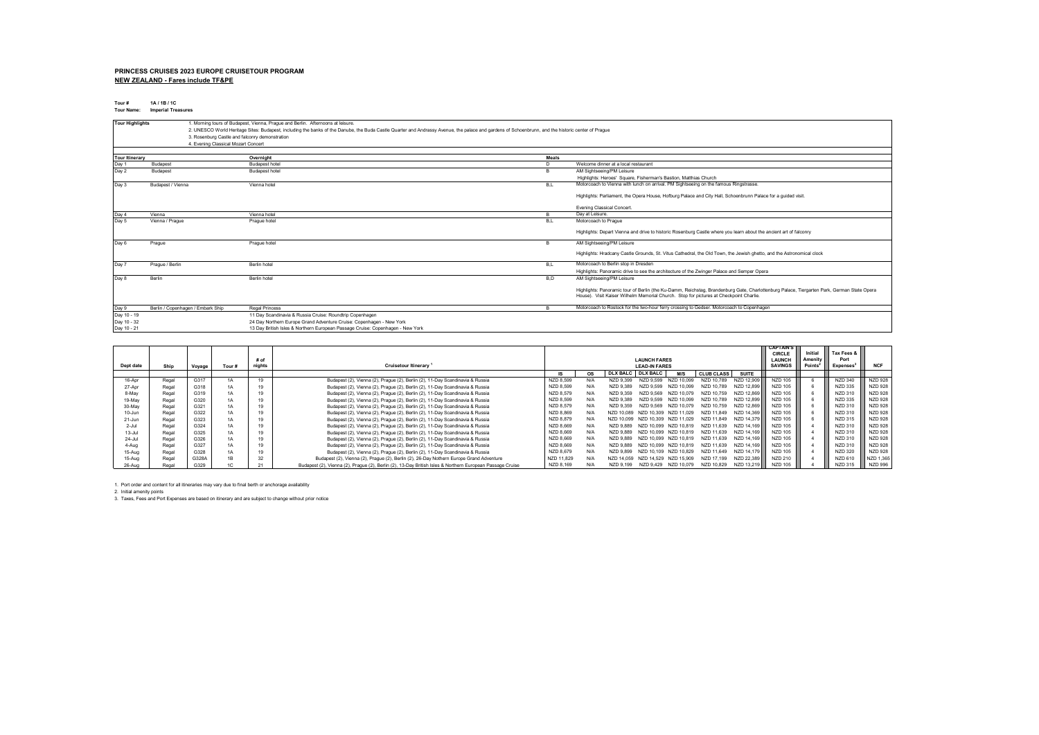**PRINCESS CRUISES 2023 EUROPE CRUISETOUR PROGRAM**
**NEW ZEALAND - Fares include TF&PE**

**Tour #** 1A / 1B / 1C
**Tour Name:** Imperial Treasures

| Tour Highlights | |
|---|---|
| | 1. Morning tours of Budapest, Vienna, Prague and Berlin. Afternoons at leisure. |
| | 2. UNESCO World Heritage Sites: Budapest, including the banks of the Danube, the Buda Castle Quarter and Andrassy Avenue, the palace and gardens of Schoenbrunn, and the historic center of Prague |
| | 3. Rosenburg Castle and falconry demonstration |
| | 4. Evening Classical Mozart Concert |

| Tour Itinerary | | Overnight | Meals | |
|---|---|---|---|---|
| Day 1 | Budapest | Budapest hotel | D | Welcome dinner at a local restaurant |
| Day 2 | Budapest | Budapest hotel | B | AM Sightseeing/PM Leisure<br>Highlights: Heroes' Square, Fisherman's Bastion, Matthias Church |
| Day 3 | Budapest / Vienna | Vienna hotel | B,L | Motorcoach to Vienna with lunch on arrival. PM Sightseeing on the famous Ringstrasse.<br>Highlights: Parliament, the Opera House, Hofburg Palace and City Hall, Schoenbrunn Palace for a guided visit.<br>Evening Classical Concert. |
| Day 4 | Vienna | Vienna hotel | B | Day at Leisure. |
| Day 5 | Vienna / Prague | Prague hotel | B,L | Motorcoach to Prague<br>Highlights: Depart Vienna and drive to historic Rosenburg Castle where you learn about the ancient art of falconry |
| Day 6 | Prague | Prague hotel | B | AM Sightseeing/PM Leisure<br>Highlights: Hradcany Castle Grounds, St. Vitus Cathedral, the Old Town, the Jewish ghetto, and the Astronomical clock |
| Day 7 | Prague / Berlin | Berlin hotel | B,L | Motorcoach to Berlin stop in Dresden<br>Highlights: Panoramic drive to see the architecture of the Zwinger Palace and Semper Opera |
| Day 8 | Berlin | Berlin hotel | B,D | AM Sightseeing/PM Leisure<br>Highlights: Panoramic tour of Berlin (the Ku-Damm, Reichstag, Brandenburg Gate, Charlottenburg Palace, Tiergarten Park, German State Opera House). Visit Kaiser Wilhelm Memorial Church. Stop for pictures at Checkpoint Charlie. |
| Day 9 | Berlin / Copenhagen / Embark Ship | Regal Princess | B | Motorcoach to Rostock for the two-hour ferry crossing to Gedser. Motorcoach to Copenhagen |
| Day 10 - 19 | | 11 Day Scandinavia & Russia Cruise: Roundtrip Copenhagen | | |
| Day 10 - 32 | | 24 Day Northern Europe Grand Adventure Cruise: Copenhagen - New York | | |
| Day 10 - 21 | | 13 Day British Isles & Northern European Passage Cruise: Copenhagen - New York | | |

| Dept date | Ship | Voyage | Tour # | # of nights | Cruisetour Itinerary [1] | LAUNCH FARES LEAD-IN FARES | | | | | | | CAPTAIN'S CIRCLE LAUNCH SAVINGS | Initial Amenity Points[2] | Tax Fees & Port Expenses[3] | NCF |
|---|---|---|---|---|---|---|---|---|---|---|---|---|---|---|---|---|
| | | | | | | IS | OS | DLX BALC | DLX BALC | M/S | CLUB CLASS | SUITE | | | | |
| 16-Apr | Regal | G317 | 1A | 19 | Budapest (2), Vienna (2), Prague (2), Berlin (2), 11-Day Scandinavia & Russia | NZD 8,599 | N/A | NZD 9,399 | NZD 9,599 | NZD 10,099 | NZD 10,789 | NZD 12,909 | NZD 105 | 6 | NZD 340 | NZD 928 |
| 27-Apr | Regal | G318 | 1A | 19 | Budapest (2), Vienna (2), Prague (2), Berlin (2), 11-Day Scandinavia & Russia | NZD 8,599 | N/A | NZD 9,389 | NZD 9,599 | NZD 10,099 | NZD 10,789 | NZD 12,899 | NZD 105 | 6 | NZD 335 | NZD 928 |
| 8-May | Regal | G319 | 1A | 19 | Budapest (2), Vienna (2), Prague (2), Berlin (2), 11-Day Scandinavia & Russia | NZD 8,579 | N/A | NZD 9,359 | NZD 9,569 | NZD 10,079 | NZD 10,759 | NZD 12,869 | NZD 105 | 6 | NZD 310 | NZD 928 |
| 19-May | Regal | G320 | 1A | 19 | Budapest (2), Vienna (2), Prague (2), Berlin (2), 11-Day Scandinavia & Russia | NZD 8,599 | N/A | NZD 9,389 | NZD 9,599 | NZD 10,099 | NZD 10,789 | NZD 12,899 | NZD 105 | 6 | NZD 335 | NZD 928 |
| 30-May | Regal | G321 | 1A | 19 | Budapest (2), Vienna (2), Prague (2), Berlin (2), 11-Day Scandinavia & Russia | NZD 8,579 | N/A | NZD 9,359 | NZD 9,569 | NZD 10,079 | NZD 10,759 | NZD 12,869 | NZD 105 | 6 | NZD 310 | NZD 928 |
| 10-Jun | Regal | G322 | 1A | 19 | Budapest (2), Vienna (2), Prague (2), Berlin (2), 11-Day Scandinavia & Russia | NZD 8,869 | N/A | NZD 10,089 | NZD 10,309 | NZD 11,029 | NZD 11,849 | NZD 14,369 | NZD 105 | 6 | NZD 310 | NZD 928 |
| 21-Jun | Regal | G323 | 1A | 19 | Budapest (2), Vienna (2), Prague (2), Berlin (2), 11-Day Scandinavia & Russia | NZD 8,879 | N/A | NZD 10,099 | NZD 10,309 | NZD 11,029 | NZD 11,849 | NZD 14,379 | NZD 105 | 6 | NZD 315 | NZD 928 |
| 2-Jul | Regal | G324 | 1A | 19 | Budapest (2), Vienna (2), Prague (2), Berlin (2), 11-Day Scandinavia & Russia | NZD 8,669 | N/A | NZD 9,889 | NZD 10,099 | NZD 10,819 | NZD 11,639 | NZD 14,169 | NZD 105 | 4 | NZD 310 | NZD 928 |
| 13-Jul | Regal | G325 | 1A | 19 | Budapest (2), Vienna (2), Prague (2), Berlin (2), 11-Day Scandinavia & Russia | NZD 8,669 | N/A | NZD 9,889 | NZD 10,099 | NZD 10,819 | NZD 11,639 | NZD 14,169 | NZD 105 | 4 | NZD 310 | NZD 928 |
| 24-Jul | Regal | G326 | 1A | 19 | Budapest (2), Vienna (2), Prague (2), Berlin (2), 11-Day Scandinavia & Russia | NZD 8,669 | N/A | NZD 9,889 | NZD 10,099 | NZD 10,819 | NZD 11,639 | NZD 14,169 | NZD 105 | 4 | NZD 310 | NZD 928 |
| 4-Aug | Regal | G327 | 1A | 19 | Budapest (2), Vienna (2), Prague (2), Berlin (2), 11-Day Scandinavia & Russia | NZD 8,669 | N/A | NZD 9,889 | NZD 10,099 | NZD 10,819 | NZD 11,639 | NZD 14,169 | NZD 105 | 4 | NZD 310 | NZD 928 |
| 15-Aug | Regal | G328 | 1A | 19 | Budapest (2), Vienna (2), Prague (2), Berlin (2), 11-Day Scandinavia & Russia | NZD 8,679 | N/A | NZD 9,899 | NZD 10,109 | NZD 10,829 | NZD 11,649 | NZD 14,179 | NZD 105 | 4 | NZD 320 | NZD 928 |
| 15-Aug | Regal | G328A | 1B | 32 | Budapest (2), Vienna (2), Prague (2), Berlin (2), 26-Day Nothern Europe Grand Adventure | NZD 11,829 | N/A | NZD 14,059 | NZD 14,529 | NZD 15,909 | NZD 17,199 | NZD 22,389 | NZD 210 | 4 | NZD 610 | NZD 1,365 |
| 26-Aug | Regal | G329 | 1C | 21 | Budapest (2), Vienna (2), Prague (2), Berlin (2), 13-Day British Isles & Northern European Passage Cruise | NZD 8,169 | N/A | NZD 9,199 | NZD 9,429 | NZD 10,079 | NZD 10,829 | NZD 13,219 | NZD 105 | 4 | NZD 315 | NZD 996 |

1. Port order and content for all itineraries may vary due to final berth or anchorage availability
2. Initial amenity points
3. Taxes, Fees and Port Expenses are based on itinerary and are subject to change without prior notice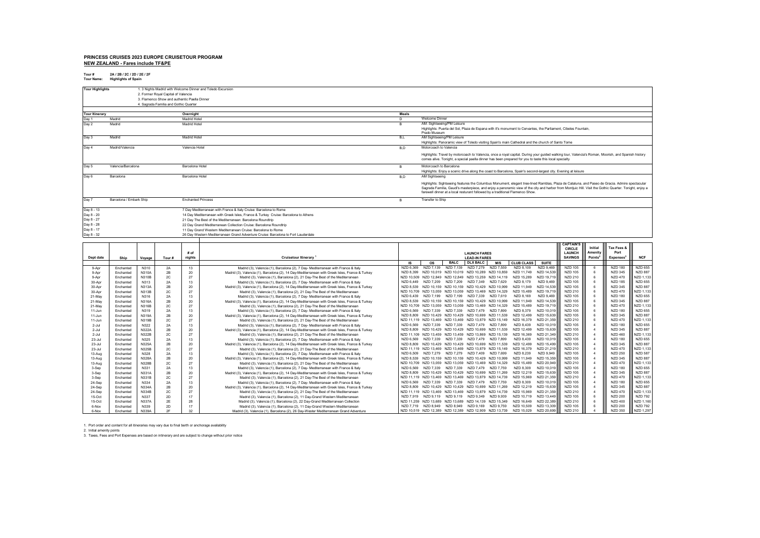# PRINCESS CRUISES 2023 EUROPE CRUISETOUR PROGRAM

**NEW ZEALAND - Fares include TF&PE**

**Tour #** 2A / 2B / 2C / 2D / 2E / 2F
**Tour Name:** Highlights of Spain

| Tour Highlights | |
|---|---|
| | 1. 3 Nights Madrid with Welcome Dinner and Toledo Excursion |
| | 2. Former Royal Capital of Valencia |
| | 3. Flamenco Show and authentic Paella Dinner |
| | 4. Sagrada Familia and Gothic Quarter |

| Tour Itinerary | | Overnight | Meals | |
|---|---|---|---|---|
| Day 1 | Madrid | Madrid Hotel | D | Welcome Dinner |
| Day 2 | Madrid | Madrid Hotel | B | AM: Sightseeing/PM Leisure<br>Highlights: Puerta del Sol, Plaza de Espana with it's monument to Cervantes, the Parliament, Cibeles Fountain, Prado Museum |
| Day 3 | Madrid | Madrid Hotel | B,L | AM Sightseeing/PM Leisure<br>Highlights: Panoramic view of Toledo visiting Spain's main Cathedral and the church of Santo Tome |
| Day 4 | Madrid/Valencia | Valencia Hotel | B,D | Motorcoach to Valencia<br>Highlights: Travel by motorcoach to Valencia, once a royal capital. During your guided walking tour, Valencia's Roman, Moorish, and Spanish history comes alive. Tonight, a special paella dinner has been prepared for you to taste this local specialty |
| Day 5 | Valencia/Barcelona | Barcelona Hotel | B | Motorcoach to Barcelona<br>Highlights: Enjoy a scenic drive along the coast to Barcelona, Spain's second-largest city. Evening at leisure |
| Day 6 | Barcelona | Barcelona Hotel | B,D | AM Sightseeing<br>Highlights: Sightseeing features the Columbus Monument, elegant tree-lined Ramblas, Plaza de Cataluna, and Paseo de Gracia. Admire spectacular Sagrada Familia, Gaudi's masterpiece, and enjoy a panoramic view of the city and harbor from Montjuic Hill. Visit the Gothic Quarter. Tonight, enjoy a farewell dinner at a local resturant followed by a traditional Flamenco Show. |
| Day 7 | Barcelona / Embark Ship | Enchanted Princess | B | Transfer to Ship |
| Day 8 - 13 | | 7 Day Mediterranean with France & Italy Cruise: Barcelona to Rome | | |
| Day 8 - 20 | | 14 Day Mediterranean with Greek Isles, France & Turkey Cruise: Barcelona to Athens | | |
| Day 8 - 27 | | 21 Day The Best of the Mediterranean: Barcelona Roundtrip | | |
| Day 8 - 28 | | 22 Day Grand Mediterranean Collection Cruise: Barcelona Roundtrip | | |
| Day 8 - 17 | | 11 Day Grand Western Mediterranean Cruise: Barcelona to Rome | | |
| Day 8 - 32 | | 26 Day Western Mediterranean Grand Adventure Cruise: Barcelona to Fort Lauderdale | | |

| Dept date | Ship | Voyage | Tour # | # of nights | Cruisetour Itinerary [1] | LAUNCH FARES LEAD-IN FARES IS | OS | BALC | DLX BALC | M/S | CLUB CLASS | SUITE | CAPTAIN'S CIRCLE LAUNCH SAVINGS | Initial Amenity Points[2] | Tax Fees & Port Expenses[3] | NCF |
|---|---|---|---|---|---|---|---|---|---|---|---|---|---|---|---|---|
| 9-Apr | Enchanted | N310 | 2A | 13 | Madrid (3), Valencia (1), Barcelona (2), 7 Day- Mediterranean with France & Italy | NZD 6,369 | NZD 7,139 | NZD 7,139 | NZD 7,279 | NZD 7,559 | NZD 8,109 | NZD 9,469 | NZD 105 | 6 | NZD 180 | NZD 655 |
| 9-Apr | Enchanted | N310A | 2B | 20 | Madrid (3), Valencia (1), Barcelona (2), 14 Day-Mediterranean with Greek Isles, France & Turkey | NZD 8,399 | NZD 10,019 | NZD 10,019 | NZD 10,289 | NZD 10,859 | NZD 11,749 | NZD 14,539 | NZD 105 | 6 | NZD 345 | NZD 887 |
| 9-Apr | Enchanted | N310B | 2C | 27 | Madrid (3), Valencia (1), Barcelona (2), 21 Day-The Best of the Mediterranean | NZD 10,509 | NZD 12,849 | NZD 12,849 | NZD 13,259 | NZD 14,119 | NZD 15,289 | NZD 19,719 | NZD 210 | 6 | NZD 470 | NZD 1,133 |
| 30-Apr | Enchanted | N313 | 2A | 13 | Madrid (3), Valencia (1), Barcelona (2), 7 Day- Mediterranean with France & Italy | NZD 6,449 | NZD 7,209 | NZD 7,209 | NZD 7,349 | NZD 7,629 | NZD 8,179 | NZD 9,469 | NZD 105 | 6 | NZD 185 | NZD 655 |
| 30-Apr | Enchanted | N313A | 2B | 20 | Madrid (3), Valencia (1), Barcelona (2), 14 Day-Mediterranean with Greek Isles, France & Turkey | NZD 8,539 | NZD 10,159 | NZD 10,159 | NZD 10,429 | NZD 10,999 | NZD 11,949 | NZD 14,539 | NZD 105 | 6 | NZD 345 | NZD 887 |
| 30-Apr | Enchanted | N313B | 2C | 27 | Madrid (3), Valencia (1), Barcelona (2), 21 Day-The Best of the Mediterranean | NZD 10,709 | NZD 13,059 | NZD 13,059 | NZD 13,469 | NZD 14,329 | NZD 15,489 | NZD 19,719 | NZD 210 | 6 | NZD 470 | NZD 1,133 |
| 21-May | Enchanted | N316 | 2A | 13 | Madrid (3), Valencia (1), Barcelona (2), 7 Day- Mediterranean with France & Italy | NZD 6,439 | NZD 7,199 | NZD 7,199 | NZD 7,339 | NZD 7,619 | NZD 8,169 | NZD 9,469 | NZD 105 | 6 | NZD 180 | NZD 655 |
| 21-May | Enchanted | N316A | 2B | 20 | Madrid (3), Valencia (1), Barcelona (2), 14 Day-Mediterranean with Greek Isles, France & Turkey | NZD 8,539 | NZD 10,159 | NZD 10,159 | NZD 10,429 | NZD 10,999 | NZD 11,949 | NZD 14,539 | NZD 105 | 6 | NZD 345 | NZD 887 |
| 21-May | Enchanted | N316B | 2C | 27 | Madrid (3), Valencia (1), Barcelona (2), 21 Day-The Best of the Mediterranean | NZD 10,709 | NZD 13,059 | NZD 13,059 | NZD 13,469 | NZD 14,329 | NZD 15,489 | NZD 19,719 | NZD 210 | 6 | NZD 470 | NZD 1,133 |
| 11-Jun | Enchanted | N319 | 2A | 13 | Madrid (3), Valencia (1), Barcelona (2), 7 Day- Mediterranean with France & Italy | NZD 6,569 | NZD 7,339 | NZD 7,339 | NZD 7,479 | NZD 7,899 | NZD 8,379 | NZD 10,019 | NZD 105 | 6 | NZD 180 | NZD 655 |
| 11-Jun | Enchanted | N319A | 2B | 20 | Madrid (3), Valencia (1), Barcelona (2), 14 Day-Mediterranean with Greek Isles, France & Turkey | NZD 8,809 | NZD 10,429 | NZD 10,429 | NZD 10,699 | NZD 11,539 | NZD 12,499 | NZD 15,639 | NZD 105 | 6 | NZD 345 | NZD 887 |
| 11-Jun | Enchanted | N319B | 2C | 27 | Madrid (3), Valencia (1), Barcelona (2), 21 Day-The Best of the Mediterranean | NZD 11,119 | NZD 13,469 | NZD 13,469 | NZD 13,879 | NZD 15,149 | NZD 16,379 | NZD 21,359 | NZD 210 | 6 | NZD 470 | NZD 1,133 |
| 2-Jul | Enchanted | N322 | 2A | 13 | Madrid (3), Valencia (1), Barcelona (2), 7 Day- Mediterranean with France & Italy | NZD 6,569 | NZD 7,339 | NZD 7,339 | NZD 7,479 | NZD 7,899 | NZD 8,439 | NZD 10,019 | NZD 105 | 4 | NZD 180 | NZD 655 |
| 2-Jul | Enchanted | N322A | 2B | 20 | Madrid (3), Valencia (1), Barcelona (2), 14 Day-Mediterranean with Greek Isles, France & Turkey | NZD 8,809 | NZD 10,429 | NZD 10,429 | NZD 10,699 | NZD 11,539 | NZD 12,499 | NZD 15,639 | NZD 105 | 4 | NZD 345 | NZD 887 |
| 2-Jul | Enchanted | N322B | 2C | 27 | Madrid (3), Valencia (1), Barcelona (2), 21 Day-The Best of the Mediterranean | NZD 11,109 | NZD 13,459 | NZD 13,459 | NZD 13,869 | NZD 15,139 | NZD 16,369 | NZD 21,349 | NZD 210 | 4 | NZD 460 | NZD 1,133 |
| 23-Jul | Enchanted | N325 | 2A | 13 | Madrid (3), Valencia (1), Barcelona (2), 7 Day- Mediterranean with France & Italy | NZD 6,569 | NZD 7,339 | NZD 7,339 | NZD 7,479 | NZD 7,899 | NZD 8,439 | NZD 10,019 | NZD 105 | 4 | NZD 180 | NZD 655 |
| 23-Jul | Enchanted | N325A | 2B | 20 | Madrid (3), Valencia (1), Barcelona (2), 14 Day-Mediterranean with Greek Isles, France & Turkey | NZD 8,809 | NZD 10,429 | NZD 10,429 | NZD 10,699 | NZD 11,539 | NZD 12,499 | NZD 15,499 | NZD 105 | 4 | NZD 345 | NZD 887 |
| 23-Jul | Enchanted | N325B | 2C | 27 | Madrid (3), Valencia (1), Barcelona (2), 21 Day-The Best of the Mediterranean | NZD 11,119 | NZD 13,469 | NZD 13,469 | NZD 13,879 | NZD 15,149 | NZD 16,379 | NZD 21,219 | NZD 210 | 4 | NZD 470 | NZD 1,133 |
| 13-Aug | Enchanted | N328 | 2A | 13 | Madrid (3), Valencia (1), Barcelona (2), 7 Day- Mediterranean with France & Italy | NZD 6,509 | NZD 7,279 | NZD 7,279 | NZD 7,409 | NZD 7,699 | NZD 8,239 | NZD 9,949 | NZD 105 | 4 | NZD 250 | NZD 587 |
| 13-Aug | Enchanted | N328A | 2B | 20 | Madrid (3), Valencia (1), Barcelona (2), 14 Day-Mediterranean with Greek Isles, France & Turkey | NZD 8,539 | NZD 10,159 | NZD 10,159 | NZD 10,429 | NZD 10,999 | NZD 11,949 | NZD 15,359 | NZD 105 | 4 | NZD 345 | NZD 887 |
| 13-Aug | Enchanted | N328B | 2C | 27 | Madrid (3), Valencia (1), Barcelona (2), 21 Day-The Best of the Mediterranean | NZD 10,709 | NZD 13,059 | NZD 13,059 | NZD 13,469 | NZD 14,329 | NZD 15,489 | NZD 20,949 | NZD 210 | 4 | NZD 470 | NZD 1,133 |
| 3-Sep | Enchanted | N331 | 2A | 13 | Madrid (3), Valencia (1), Barcelona (2), 7 Day- Mediterranean with France & Italy | NZD 6,569 | NZD 7,339 | NZD 7,339 | NZD 7,479 | NZD 7,759 | NZD 8,309 | NZD 10,019 | NZD 105 | 4 | NZD 180 | NZD 655 |
| 3-Sep | Enchanted | N331A | 2B | 20 | Madrid (3), Valencia (1), Barcelona (2), 14 Day-Mediterranean with Greek Isles, France & Turkey | NZD 8,809 | NZD 10,429 | NZD 10,429 | NZD 10,699 | NZD 11,269 | NZD 12,219 | NZD 15,639 | NZD 105 | 4 | NZD 345 | NZD 887 |
| 3-Sep | Enchanted | N331B | 2C | 27 | Madrid (3), Valencia (1), Barcelona (2), 21 Day-The Best of the Mediterranean | NZD 11,119 | NZD 13,469 | NZD 13,469 | NZD 13,879 | NZD 14,739 | NZD 15,969 | NZD 21,359 | NZD 210 | 4 | NZD 470 | NZD 1,133 |
| 24-Sep | Enchanted | N334 | 2A | 13 | Madrid (3), Valencia (1), Barcelona (2), 7 Day- Mediterranean with France & Italy | NZD 6,569 | NZD 7,339 | NZD 7,339 | NZD 7,479 | NZD 7,759 | NZD 8,309 | NZD 10,019 | NZD 105 | 4 | NZD 180 | NZD 655 |
| 24-Sep | Enchanted | N334A | 2B | 20 | Madrid (3), Valencia (1), Barcelona (2), 14 Day-Mediterranean with Greek Isles, France & Turkey | NZD 8,809 | NZD 10,429 | NZD 10,429 | NZD 10,699 | NZD 11,269 | NZD 12,219 | NZD 15,639 | NZD 105 | 4 | NZD 345 | NZD 887 |
| 24-Sep | Enchanted | N334B | 2C | 27 | Madrid (3), Valencia (1), Barcelona (2), 21 Day-The Best of the Mediterranean | NZD 11,119 | NZD 13,469 | NZD 13,469 | NZD 13,879 | NZD 14,739 | NZD 15,969 | NZD 21,359 | NZD 210 | 4 | NZD 470 | NZD 1,133 |
| 15-Oct | Enchanted | N337 | 2D | 17 | Madrid (3), Valencia (1), Barcelona (2), 11 Day-Grand Western Mediterranean | NZD 7,919 | NZD 9,119 | NZD 9,119 | NZD 9,349 | NZD 9,939 | NZD 10,719 | NZD 13,449 | NZD 105 | 6 | NZD 200 | NZD 792 |
| 15-Oct | Enchanted | N337A | 2E | 28 | Madrid (3), Valencia (1), Barcelona (2), 22 Day-Grand Mediterranean Collection | NZD 11,259 | NZD 13,689 | NZD 13,689 | NZD 14,139 | NZD 15,349 | NZD 16,649 | NZD 22,389 | NZD 210 | 6 | NZD 400 | NZD 1,160 |
| 6-Nov | Enchanted | N339 | 2D | 17 | Madrid (3), Valencia (1), Barcelona (2), 11 Day-Grand Western Mediterranean | NZD 7,719 | NZD 8,949 | NZD 8,949 | NZD 9,169 | NZD 9,759 | NZD 10,509 | NZD 13,309 | NZD 105 | 6 | NZD 200 | NZD 792 |
| 6-Nov | Enchanted | N339A | 2F | 32 | Madrid (3), Valencia (1), Barcelona (2), 26 Day-Wester Mediterranean Grand Adventure | NZD 10,519 | NZD 12,389 | NZD 12,389 | NZD 12,909 | NZD 13,739 | NZD 15,029 | NZD 20,699 | NZD 210 | 4 | NZD 350 | NZD 1,297 |

1. Port order and content for all itineraries may vary due to final berth or anchorage availability
2. Initial amenity points
3. Taxes, Fees and Port Expenses are based on intinerary and are subject to change without prior notice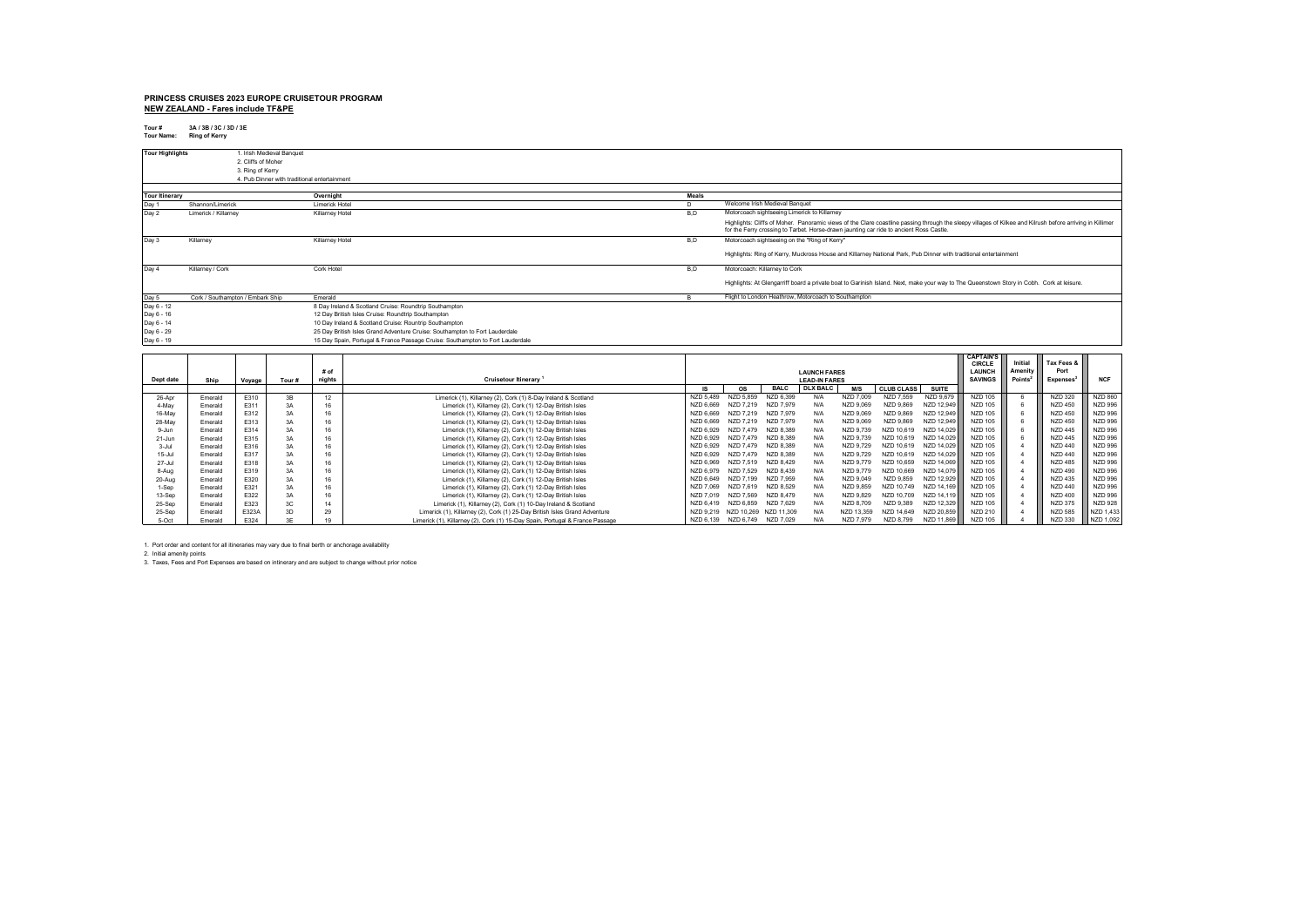# PRINCESS CRUISES 2023 EUROPE CRUISETOUR PROGRAM

**NEW ZEALAND - Fares include TF&PE**

**Tour #** 3A / 3B / 3C / 3D / 3E
**Tour Name:** Ring of Kerry

| Tour Highlights | |
|---|---|
| | 1. Irish Medieval Banquet |
| | 2. Cliffs of Moher |
| | 3. Ring of Kerry |
| | 4. Pub Dinner with traditional entertainment |

| Tour Itinerary | | Overnight | Meals | |
|---|---|---|---|---|
| Day 1 | Shannon/Limerick | Limerick Hotel | D | Welcome Irish Medieval Banquet |
| Day 2 | Limerick / Killarney | Killarney Hotel | B,D | Motorcoach sightseeing Limerick to Killarney<br>Highlights: Cliffs of Moher. Panoramic views of the Clare coastline passing through the sleepy villages of Kilkee and Kilrush before arriving in Killimer for the Ferry crossing to Tarbet. Horse-drawn jaunting car ride to ancient Ross Castle. |
| Day 3 | Killarney | Killarney Hotel | B,D | Motorcoach sightseeing on the "Ring of Kerry"<br>Highlights: Ring of Kerry, Muckross House and Killarney National Park, Pub Dinner with traditional entertainment |
| Day 4 | Killarney / Cork | Cork Hotel | B,D | Motorcoach: Killarney to Cork<br>Highlights: At Glengarriff board a private boat to Garinish Island. Next, make your way to The Queenstown Story in Cobh. Cork at leisure. |
| Day 5 | Cork / Southampton / Embark Ship | Emerald | B | Flight to London Heathrow, Motorcoach to Southampton |
| Day 6 - 12 | | 8 Day Ireland & Scotland Cruise: Roundtrip Southampton | | |
| Day 6 - 16 | | 12 Day British Isles Cruise: Roundtrip Southampton | | |
| Day 6 - 14 | | 10 Day Ireland & Scotland Cruise: Rountrip Southampton | | |
| Day 6 - 29 | | 25 Day British Isles Grand Adventure Cruise: Southampton to Fort Lauderdale | | |
| Day 6 - 19 | | 15 Day Spain, Portugal & France Passage Cruise: Southampton to Fort Lauderdale | | |

| Dept date | Ship | Voyage | Tour # | # of nights | Cruisetour Itinerary [1] | LAUNCH FARES LEAD-IN FARES IS | OS | BALC | DLX BALC | M/S | CLUB CLASS | SUITE | CAPTAIN'S CIRCLE LAUNCH SAVINGS | Initial Amenity Points[2] | Tax Fees & Port Expenses[3] | NCF |
|---|---|---|---|---|---|---|---|---|---|---|---|---|---|---|---|---|
| 26-Apr | Emerald | E310 | 3B | 12 | Limerick (1), Killarney (2), Cork (1) 8-Day Ireland & Scotland | NZD 5,489 | NZD 5,859 | NZD 6,399 | N/A | NZD 7,009 | NZD 7,559 | NZD 9,679 | NZD 105 | 6 | NZD 320 | NZD 860 |
| 4-May | Emerald | E311 | 3A | 16 | Limerick (1), Killarney (2), Cork (1) 12-Day British Isles | NZD 6,669 | NZD 7,219 | NZD 7,979 | N/A | NZD 9,069 | NZD 9,869 | NZD 12,949 | NZD 105 | 6 | NZD 450 | NZD 996 |
| 16-May | Emerald | E312 | 3A | 16 | Limerick (1), Killarney (2), Cork (1) 12-Day British Isles | NZD 6,669 | NZD 7,219 | NZD 7,979 | N/A | NZD 9,069 | NZD 9,869 | NZD 12,949 | NZD 105 | 6 | NZD 450 | NZD 996 |
| 28-May | Emerald | E313 | 3A | 16 | Limerick (1), Killarney (2), Cork (1) 12-Day British Isles | NZD 6,669 | NZD 7,219 | NZD 7,979 | N/A | NZD 9,069 | NZD 9,869 | NZD 12,949 | NZD 105 | 6 | NZD 450 | NZD 996 |
| 9-Jun | Emerald | E314 | 3A | 16 | Limerick (1), Killarney (2), Cork (1) 12-Day British Isles | NZD 6,929 | NZD 7,479 | NZD 8,389 | N/A | NZD 9,739 | NZD 10,619 | NZD 14,029 | NZD 105 | 6 | NZD 445 | NZD 996 |
| 21-Jun | Emerald | E315 | 3A | 16 | Limerick (1), Killarney (2), Cork (1) 12-Day British Isles | NZD 6,929 | NZD 7,479 | NZD 8,389 | N/A | NZD 9,739 | NZD 10,619 | NZD 14,029 | NZD 105 | 6 | NZD 445 | NZD 996 |
| 3-Jul | Emerald | E316 | 3A | 16 | Limerick (1), Killarney (2), Cork (1) 12-Day British Isles | NZD 6,929 | NZD 7,479 | NZD 8,389 | N/A | NZD 9,729 | NZD 10,619 | NZD 14,029 | NZD 105 | 4 | NZD 440 | NZD 996 |
| 15-Jul | Emerald | E317 | 3A | 16 | Limerick (1), Killarney (2), Cork (1) 12-Day British Isles | NZD 6,929 | NZD 7,479 | NZD 8,389 | N/A | NZD 9,729 | NZD 10,619 | NZD 14,029 | NZD 105 | 4 | NZD 440 | NZD 996 |
| 27-Jul | Emerald | E318 | 3A | 16 | Limerick (1), Killarney (2), Cork (1) 12-Day British Isles | NZD 6,969 | NZD 7,519 | NZD 8,429 | N/A | NZD 9,779 | NZD 10,659 | NZD 14,069 | NZD 105 | 4 | NZD 485 | NZD 996 |
| 8-Aug | Emerald | E319 | 3A | 16 | Limerick (1), Killarney (2), Cork (1) 12-Day British Isles | NZD 6,979 | NZD 7,529 | NZD 8,439 | N/A | NZD 9,779 | NZD 10,669 | NZD 14,079 | NZD 105 | 4 | NZD 490 | NZD 996 |
| 20-Aug | Emerald | E320 | 3A | 16 | Limerick (1), Killarney (2), Cork (1) 12-Day British Isles | NZD 6,649 | NZD 7,199 | NZD 7,959 | N/A | NZD 9,049 | NZD 9,859 | NZD 12,929 | NZD 105 | 4 | NZD 435 | NZD 996 |
| 1-Sep | Emerald | E321 | 3A | 16 | Limerick (1), Killarney (2), Cork (1) 12-Day British Isles | NZD 7,069 | NZD 7,619 | NZD 8,529 | N/A | NZD 9,859 | NZD 10,749 | NZD 14,169 | NZD 105 | 4 | NZD 440 | NZD 996 |
| 13-Sep | Emerald | E322 | 3A | 16 | Limerick (1), Killarney (2), Cork (1) 12-Day British Isles | NZD 7,019 | NZD 7,569 | NZD 8,479 | N/A | NZD 9,829 | NZD 10,709 | NZD 14,119 | NZD 105 | 4 | NZD 400 | NZD 996 |
| 25-Sep | Emerald | E323 | 3C | 14 | Limerick (1), Killarney (2), Cork (1) 10-Day Ireland & Scotland | NZD 6,419 | NZD 6,859 | NZD 7,629 | N/A | NZD 8,709 | NZD 9,389 | NZD 12,329 | NZD 105 | 4 | NZD 375 | NZD 928 |
| 25-Sep | Emerald | E323A | 3D | 29 | Limerick (1), Killarney (2), Cork (1) 25-Day British Isles Grand Adventure | NZD 9,219 | NZD 10,269 | NZD 11,309 | N/A | NZD 13,359 | NZD 14,649 | NZD 20,859 | NZD 210 | 4 | NZD 585 | NZD 1,433 |
| 5-Oct | Emerald | E324 | 3E | 19 | Limerick (1), Killarney (2), Cork (1) 15-Day Spain, Portugal & France Passage | NZD 6,139 | NZD 6,749 | NZD 7,029 | N/A | NZD 7,979 | NZD 8,799 | NZD 11,869 | NZD 105 | 4 | NZD 330 | NZD 1,092 |

1. Port order and content for all itineraries may vary due to final berth or anchorage availability
2. Initial amenity points
3. Taxes, Fees and Port Expenses are based on intinerary and are subject to change without prior notice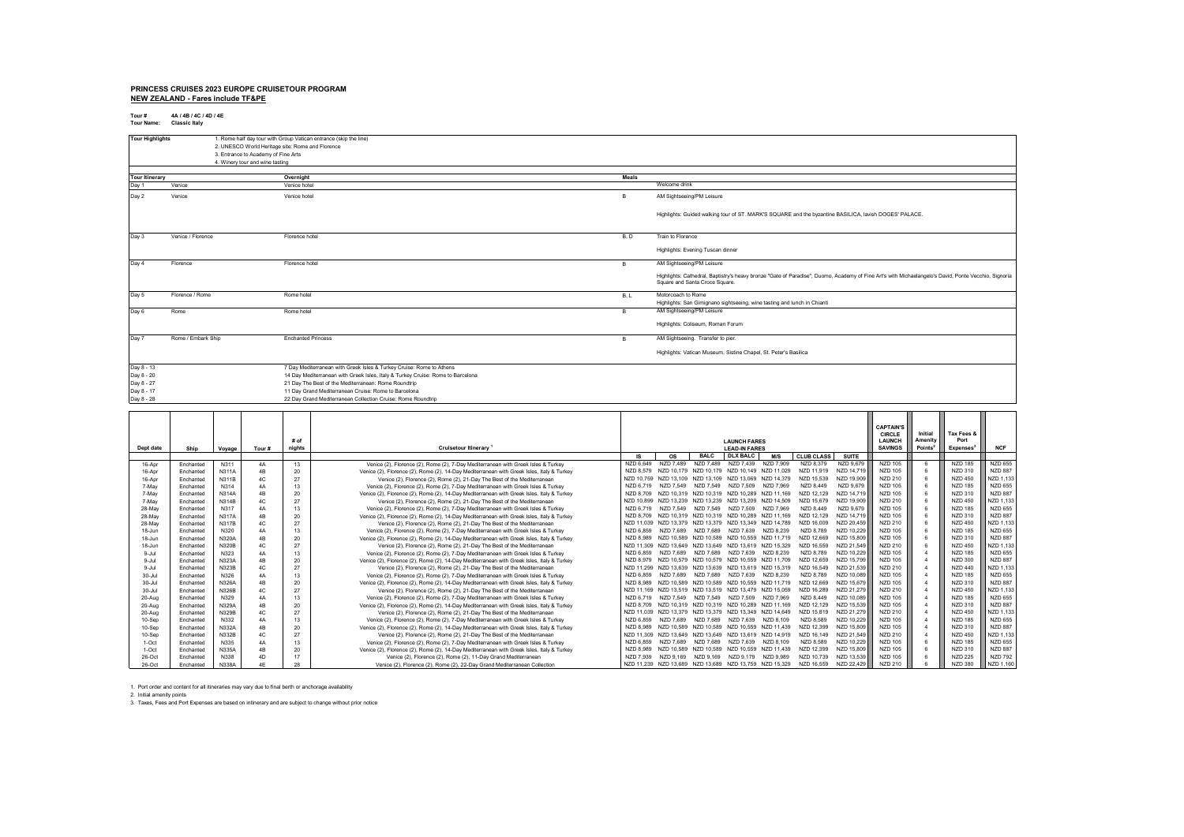# PRINCESS CRUISES 2023 EUROPE CRUISETOUR PROGRAM

## NEW ZEALAND - Fares include TF&PE

**Tour #** 4A / 4B / 4C / 4D / 4E
**Tour Name:** Classic Italy

| Tour Highlights | |
|---|---|
| | 1. Rome half day tour with Group Vatican entrance (skip the line) |
| | 2. UNESCO World Heritage site: Rome and Florence |
| | 3. Entrance to Academy of Fine Arts |
| | 4. Winery tour and wine tasting |

| Tour Itinerary | | Overnight | Meals | |
|---|---|---|---|---|
| Day 1 | Venice | Venice hotel | | Welcome drink |
| Day 2 | Venice | Venice hotel | B | AM Sightseeing/PM Leisure<br>Highlights: Guided walking tour of ST. MARK'S SQUARE and the byzantine BASILICA, lavish DOGES' PALACE. |
| Day 3 | Venice / Florence | Florence hotel | B, D | Train to Florence<br>Highlights: Evening Tuscan dinner |
| Day 4 | Florence | Florence hotel | B | AM Sightseeing/PM Leisure<br>Highlights: Cathedral, Baptistry's heavy bronze "Gate of Paradise", Duomo, Academy of Fine Art's with Michaelangelo's David, Ponte Vecchio, Signoria Square and Santa Croce Square. |
| Day 5 | Florence / Rome | Rome hotel | B, L | Motorcoach to Rome<br>Highlights: San Gimignano sightseeing, wine tasting and lunch in Chianti |
| Day 6 | Rome | Rome hotel | B | AM Sightseeing/PM Leisure<br>Highlights: Coliseum, Roman Forum |
| Day 7 | Rome / Embark Ship | Enchanted Princess | B | AM Sightseeing. Transfer to pier.<br>Highlights: Vatican Museum, Sistine Chapel, St. Peter's Basilica |
| Day 8 - 13 | | 7 Day Mediterranean with Greek Isles & Turkey Cruise: Rome to Athens | | |
| Day 8 - 20 | | 14 Day Mediterranean with Greek Isles, Italy & Turkey Cruise: Rome to Barcelona | | |
| Day 8 - 27 | | 21 Day The Best of the Mediterranean: Rome Roundtrip | | |
| Day 8 - 17 | | 11 Day Grand Mediterranean Cruise: Rome to Barcelona | | |
| Day 8 - 28 | | 22 Day Grand Mediterranean Collection Cruise: Rome Roundtrip | | |

| Dept date | Ship | Voyage | Tour # | # of nights | Cruisetour Itinerary [1] | LAUNCH FARES LEAD-IN FARES | | | | | | | CAPTAIN'S CIRCLE LAUNCH SAVINGS | Initial Amenity Points[2] | Tax Fees & Port Expenses[3] | NCF |
|---|---|---|---|---|---|---|---|---|---|---|---|---|---|---|---|---|
| | | | | | | IS | OS | BALC | DLX BALC | M/S | CLUB CLASS | SUITE | | | | |
| 16-Apr | Enchanted | N311 | 4A | 13 | Venice (2), Florence (2), Rome (2), 7-Day Mediterranean with Greek Isles & Turkey | NZD 6,649 | NZD 7,489 | NZD 7,489 | NZD 7,439 | NZD 7,909 | NZD 8,379 | NZD 9,679 | NZD 105 | 6 | NZD 185 | NZD 655 |
| 16-Apr | Enchanted | N311A | 4B | 20 | Venice (2), Florence (2), Rome (2), 14-Day Mediterranean with Greek Isles, Italy & Turkey | NZD 8,579 | NZD 10,179 | NZD 10,179 | NZD 10,149 | NZD 11,029 | NZD 11,919 | NZD 14,719 | NZD 105 | 6 | NZD 310 | NZD 887 |
| 16-Apr | Enchanted | N311B | 4C | 27 | Venice (2), Florence (2), Rome (2), 21-Day The Best of the Mediterranean | NZD 10,759 | NZD 13,109 | NZD 13,109 | NZD 13,069 | NZD 14,379 | NZD 15,539 | NZD 19,909 | NZD 210 | 6 | NZD 450 | NZD 1,133 |
| 7-May | Enchanted | N314 | 4A | 13 | Venice (2), Florence (2), Rome (2), 7-Day Mediterranean with Greek Isles & Turkey | NZD 6,719 | NZD 7,549 | NZD 7,549 | NZD 7,509 | NZD 7,969 | NZD 8,449 | NZD 9,679 | NZD 105 | 6 | NZD 185 | NZD 655 |
| 7-May | Enchanted | N314A | 4B | 20 | Venice (2), Florence (2), Rome (2), 14-Day Mediterranean with Greek Isles, Italy & Turkey | NZD 8,709 | NZD 10,319 | NZD 10,319 | NZD 10,289 | NZD 11,169 | NZD 12,129 | NZD 14,719 | NZD 105 | 6 | NZD 310 | NZD 887 |
| 7-May | Enchanted | N314B | 4C | 27 | Venice (2), Florence (2), Rome (2), 21-Day The Best of the Mediterranean | NZD 10,899 | NZD 13,239 | NZD 13,239 | NZD 13,209 | NZD 14,509 | NZD 15,679 | NZD 19,909 | NZD 210 | 6 | NZD 450 | NZD 1,133 |
| 28-May | Enchanted | N317 | 4A | 13 | Venice (2), Florence (2), Rome (2), 7-Day Mediterranean with Greek Isles & Turkey | NZD 6,719 | NZD 7,549 | NZD 7,549 | NZD 7,509 | NZD 7,969 | NZD 8,449 | NZD 9,679 | NZD 105 | 6 | NZD 185 | NZD 655 |
| 28-May | Enchanted | N317A | 4B | 20 | Venice (2), Florence (2), Rome (2), 14-Day Mediterranean with Greek Isles, Italy & Turkey | NZD 8,709 | NZD 10,319 | NZD 10,319 | NZD 10,289 | NZD 11,169 | NZD 12,129 | NZD 14,719 | NZD 105 | 6 | NZD 310 | NZD 887 |
| 28-May | Enchanted | N317B | 4C | 27 | Venice (2), Florence (2), Rome (2), 21-Day The Best of the Mediterranean | NZD 11,039 | NZD 13,379 | NZD 13,379 | NZD 13,349 | NZD 14,789 | NZD 16,009 | NZD 20,459 | NZD 210 | 6 | NZD 450 | NZD 1,133 |
| 18-Jun | Enchanted | N320 | 4A | 13 | Venice (2), Florence (2), Rome (2), 7-Day Mediterranean with Greek Isles & Turkey | NZD 6,859 | NZD 7,689 | NZD 7,689 | NZD 7,639 | NZD 8,239 | NZD 8,789 | NZD 10,229 | NZD 105 | 6 | NZD 185 | NZD 655 |
| 18-Jun | Enchanted | N320A | 4B | 20 | Venice (2), Florence (2), Rome (2), 14-Day Mediterranean with Greek Isles, Italy & Turkey | NZD 8,989 | NZD 10,589 | NZD 10,589 | NZD 10,559 | NZD 11,719 | NZD 12,669 | NZD 15,809 | NZD 105 | 6 | NZD 310 | NZD 887 |
| 18-Jun | Enchanted | N320B | 4C | 27 | Venice (2), Florence (2), Rome (2), 21-Day The Best of the Mediterranean | NZD 11,309 | NZD 13,649 | NZD 13,649 | NZD 13,619 | NZD 15,329 | NZD 16,559 | NZD 21,549 | NZD 210 | 6 | NZD 450 | NZD 1,133 |
| 9-Jul | Enchanted | N323 | 4A | 13 | Venice (2), Florence (2), Rome (2), 7-Day Mediterranean with Greek Isles & Turkey | NZD 6,859 | NZD 7,689 | NZD 7,689 | NZD 7,639 | NZD 8,239 | NZD 8,789 | NZD 10,229 | NZD 105 | 4 | NZD 185 | NZD 655 |
| 9-Jul | Enchanted | N323A | 4B | 20 | Venice (2), Florence (2), Rome (2), 14-Day Mediterranean with Greek Isles, Italy & Turkey | NZD 8,979 | NZD 10,579 | NZD 10,579 | NZD 10,559 | NZD 11,709 | NZD 12,659 | NZD 15,799 | NZD 105 | 4 | NZD 300 | NZD 887 |
| 9-Jul | Enchanted | N323B | 4C | 27 | Venice (2), Florence (2), Rome (2), 21-Day The Best of the Mediterranean | NZD 11,299 | NZD 13,639 | NZD 13,639 | NZD 13,619 | NZD 15,319 | NZD 16,549 | NZD 21,539 | NZD 210 | 4 | NZD 440 | NZD 1,133 |
| 30-Jul | Enchanted | N326 | 4A | 13 | Venice (2), Florence (2), Rome (2), 7-Day Mediterranean with Greek Isles & Turkey | NZD 6,859 | NZD 7,689 | NZD 7,689 | NZD 7,639 | NZD 8,239 | NZD 8,789 | NZD 10,089 | NZD 105 | 4 | NZD 185 | NZD 655 |
| 30-Jul | Enchanted | N326A | 4B | 20 | Venice (2), Florence (2), Rome (2), 14-Day Mediterranean with Greek Isles, Italy & Turkey | NZD 8,989 | NZD 10,589 | NZD 10,589 | NZD 10,559 | NZD 11,719 | NZD 12,669 | NZD 15,679 | NZD 105 | 4 | NZD 310 | NZD 887 |
| 30-Jul | Enchanted | N326B | 4C | 27 | Venice (2), Florence (2), Rome (2), 21-Day The Best of the Mediterranean | NZD 11,169 | NZD 13,519 | NZD 13,519 | NZD 13,479 | NZD 15,059 | NZD 16,289 | NZD 21,279 | NZD 210 | 4 | NZD 450 | NZD 1,133 |
| 20-Aug | Enchanted | N329 | 4A | 13 | Venice (2), Florence (2), Rome (2), 7-Day Mediterranean with Greek Isles & Turkey | NZD 6,719 | NZD 7,549 | NZD 7,549 | NZD 7,509 | NZD 7,969 | NZD 8,449 | NZD 10,089 | NZD 105 | 4 | NZD 185 | NZD 655 |
| 20-Aug | Enchanted | N329A | 4B | 20 | Venice (2), Florence (2), Rome (2), 14-Day Mediterranean with Greek Isles, Italy & Turkey | NZD 8,709 | NZD 10,319 | NZD 10,319 | NZD 10,289 | NZD 11,169 | NZD 12,129 | NZD 15,539 | NZD 105 | 4 | NZD 310 | NZD 887 |
| 20-Aug | Enchanted | N329B | 4C | 27 | Venice (2), Florence (2), Rome (2), 21-Day The Best of the Mediterranean | NZD 11,039 | NZD 13,379 | NZD 13,379 | NZD 13,349 | NZD 14,649 | NZD 15,819 | NZD 21,279 | NZD 210 | 4 | NZD 450 | NZD 1,133 |
| 10-Sep | Enchanted | N332 | 4A | 13 | Venice (2), Florence (2), Rome (2), 7-Day Mediterranean with Greek Isles & Turkey | NZD 6,859 | NZD 7,689 | NZD 7,689 | NZD 7,639 | NZD 8,109 | NZD 8,589 | NZD 10,229 | NZD 105 | 4 | NZD 185 | NZD 655 |
| 10-Sep | Enchanted | N332A | 4B | 20 | Venice (2), Florence (2), Rome (2), 14-Day Mediterranean with Greek Isles, Italy & Turkey | NZD 8,989 | NZD 10,589 | NZD 10,589 | NZD 10,559 | NZD 11,439 | NZD 12,399 | NZD 15,809 | NZD 105 | 4 | NZD 310 | NZD 887 |
| 10-Sep | Enchanted | N332B | 4C | 27 | Venice (2), Florence (2), Rome (2), 21-Day The Best of the Mediterranean | NZD 11,309 | NZD 13,649 | NZD 13,649 | NZD 13,619 | NZD 14,919 | NZD 16,149 | NZD 21,549 | NZD 210 | 4 | NZD 450 | NZD 1,133 |
| 1-Oct | Enchanted | N335 | 4A | 13 | Venice (2), Florence (2), Rome (2), 7-Day Mediterranean with Greek Isles & Turkey | NZD 6,859 | NZD 7,689 | NZD 7,689 | NZD 7,639 | NZD 8,109 | NZD 8,589 | NZD 10,229 | NZD 105 | 6 | NZD 185 | NZD 655 |
| 1-Oct | Enchanted | N335A | 4B | 20 | Venice (2), Florence (2), Rome (2), 14-Day Mediterranean with Greek Isles, Italy & Turkey | NZD 8,989 | NZD 10,589 | NZD 10,589 | NZD 10,559 | NZD 11,439 | NZD 12,399 | NZD 15,809 | NZD 105 | 6 | NZD 310 | NZD 887 |
| 26-Oct | Enchanted | N338 | 4D | 17 | Venice (2), Florence (2), Rome (2), 11-Day Grand Mediterranean | NZD 7,939 | NZD 9,169 | NZD 9,169 | NZD 9,179 | NZD 9,989 | NZD 10,739 | NZD 13,539 | NZD 105 | 6 | NZD 225 | NZD 792 |
| 26-Oct | Enchanted | N338A | 4E | 28 | Venice (2), Florence (2), Rome (2), 22-Day Grand Mediterranean Collection | NZD 11,239 | NZD 13,689 | NZD 13,689 | NZD 13,759 | NZD 15,329 | NZD 16,559 | NZD 22,429 | NZD 210 | 6 | NZD 380 | NZD 1,160 |

1. Port order and content for all itineraries may vary due to final berth or anchorage availability
2. Initial amenity points
3. Taxes, Fees and Port Expenses are based on intinerary and are subject to change without prior notice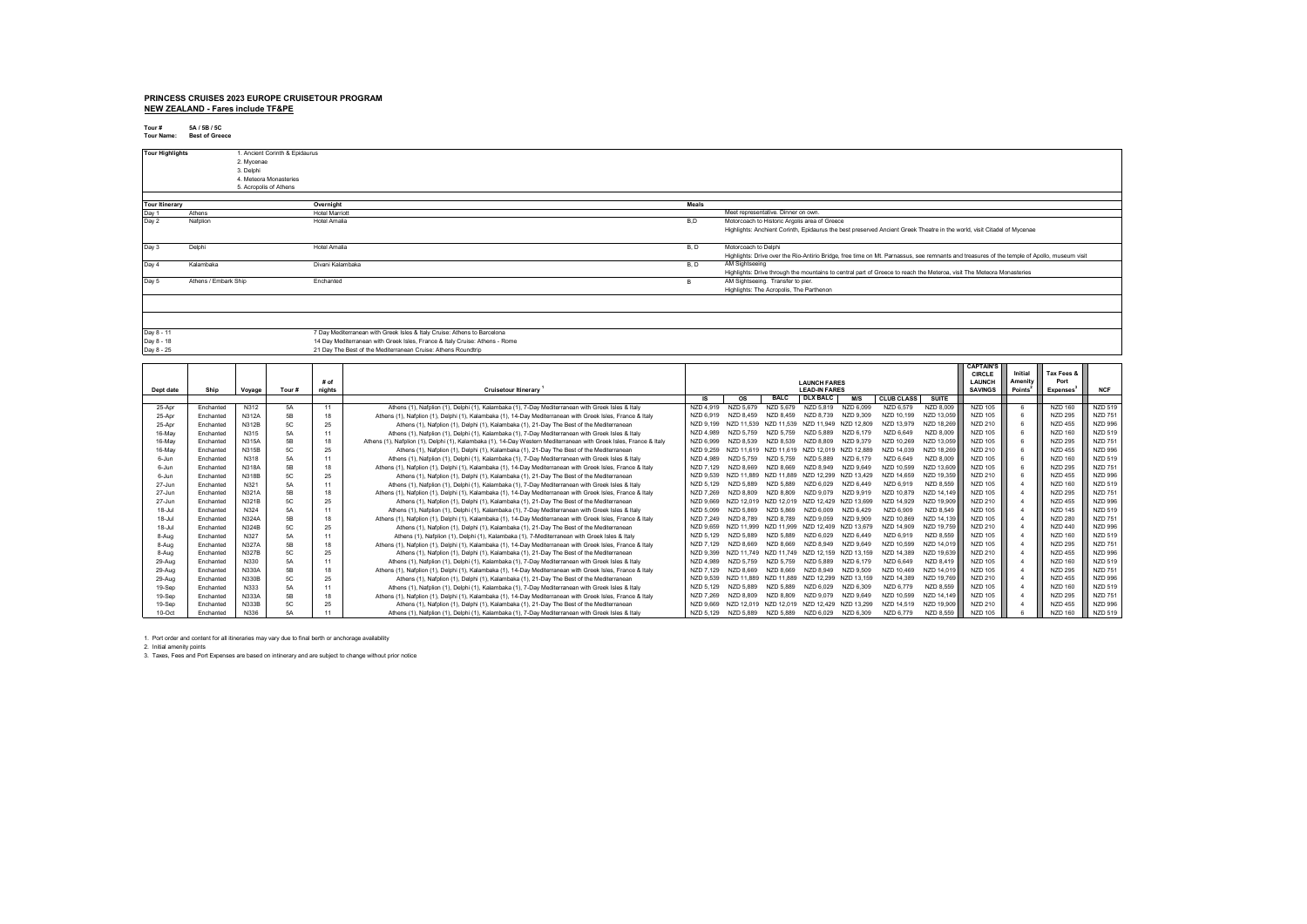# PRINCESS CRUISES 2023 EUROPE CRUISETOUR PROGRAM

## NEW ZEALAND - Fares include TF&PE

**Tour #** 5A / 5B / 5C
**Tour Name:** Best of Greece

| | | | | | |
|---|---|---|---|---|---|
| **Tour Highlights** | 1. Ancient Corinth & Epidaurus | | | | |
| | 2. Mycenae | | | | |
| | 3. Delphi | | | | |
| | 4. Meteora Monasteries | | | | |
| | 5. Acropolis of Athens | | | | |
| **Tour Itinerary** | | Overnight | Meals | | |
| Day 1 | Athens | Hotel Marriott | | Meet representative. Dinner on own. | |
| Day 2 | Nafplion | Hotel Amalia | B,D | Motorcoach to Historic Argolis area of Greece | Highlights: Anchient Corinth, Epidaurus the best preserved Ancient Greek Theatre in the world, visit Citadel of Mycenae |
| Day 3 | Delphi | Hotel Amalia | B, D | Motorcoach to Delphi | Highlights: Drive over the Rio-Antirio Bridge, free time on Mt. Parnassus, see remnants and treasures of the temple of Apollo, museum visit |
| Day 4 | Kalambaka | Divani Kalambaka | B, D | AM Sightseeing | Highlights: Drive through the mountains to central part of Greece to reach the Meteroa, visit The Meteora Monasteries |
| Day 5 | Athens / Embark Ship | Enchanted | B | AM Sightseeing. Transfer to pier. | Highlights: The Acropolis, The Parthenon |
| Day 8 - 11 | | 7 Day Mediterranean with Greek Isles & Italy Cruise: Athens to Barcelona | | | |
| Day 8 - 18 | | 14 Day Mediterranean with Greek Isles, France & Italy Cruise: Athens - Rome | | | |
| Day 8 - 25 | | 21 Day The Best of the Mediterranean Cruise: Athens Roundtrip | | | |

| Dept date | Ship | Voyage | Tour # | # of nights | Cruisetour Itinerary [1] | LAUNCH FARES LEAD-IN FARES IS | OS | BALC | DLX BALC | M/S | CLUB CLASS | SUITE | CAPTAIN'S CIRCLE LAUNCH SAVINGS | Initial Amenity Points[2] | Tax Fees & Port Expenses[3] | NCF |
|---|---|---|---|---|---|---|---|---|---|---|---|---|---|---|---|---|
| 25-Apr | Enchanted | N312 | 5A | 11 | Athens (1), Nafplion (1), Delphi (1), Kalambaka (1), 7-Day Mediterranean with Greek Isles & Italy | NZD 4,919 | NZD 5,679 | NZD 5,679 | NZD 5,819 | NZD 6,099 | NZD 6,579 | NZD 8,009 | NZD 105 | 6 | NZD 160 | NZD 519 |
| 25-Apr | Enchanted | N312A | 5B | 18 | Athens (1), Nafplion (1), Delphi (1), Kalambaka (1), 14-Day Mediterranean with Greek Isles, France & Italy | NZD 6,919 | NZD 8,459 | NZD 8,459 | NZD 8,739 | NZD 9,309 | NZD 10,199 | NZD 13,059 | NZD 105 | 6 | NZD 295 | NZD 751 |
| 25-Apr | Enchanted | N312B | 5C | 25 | Athens (1), Nafplion (1), Delphi (1), Kalambaka (1), 21-Day The Best of the Mediterranean | NZD 9,199 | NZD 11,539 | NZD 11,539 | NZD 11,949 | NZD 12,809 | NZD 13,979 | NZD 18,269 | NZD 210 | 6 | NZD 455 | NZD 996 |
| 16-May | Enchanted | N315 | 5A | 11 | Athens (1), Nafplion (1), Delphi (1), Kalambaka (1), 7-Day Mediterranean with Greek Isles & Italy | NZD 4,989 | NZD 5,759 | NZD 5,759 | NZD 5,889 | NZD 6,179 | NZD 6,649 | NZD 8,009 | NZD 105 | 6 | NZD 160 | NZD 519 |
| 16-May | Enchanted | N315A | 5B | 18 | Athens (1), Nafplion (1), Delphi (1), Kalambaka (1), 14-Day Western Mediterranean with Greek Isles, France & Italy | NZD 6,999 | NZD 8,539 | NZD 8,539 | NZD 8,809 | NZD 9,379 | NZD 10,269 | NZD 13,059 | NZD 105 | 6 | NZD 295 | NZD 751 |
| 16-May | Enchanted | N315B | 5C | 25 | Athens (1), Nafplion (1), Delphi (1), Kalambaka (1), 21-Day The Best of the Mediterranean | NZD 9,259 | NZD 11,619 | NZD 11,619 | NZD 12,019 | NZD 12,889 | NZD 14,039 | NZD 18,269 | NZD 210 | 6 | NZD 455 | NZD 996 |
| 6-Jun | Enchanted | N318 | 5A | 11 | Athens (1), Nafplion (1), Delphi (1), Kalambaka (1), 7-Day Mediterranean with Greek Isles & Italy | NZD 4,989 | NZD 5,759 | NZD 5,759 | NZD 5,889 | NZD 6,179 | NZD 6,649 | NZD 8,009 | NZD 105 | 6 | NZD 160 | NZD 519 |
| 6-Jun | Enchanted | N318A | 5B | 18 | Athens (1), Nafplion (1), Delphi (1), Kalambaka (1), 14-Day Mediterranean with Greek Isles, France & Italy | NZD 7,129 | NZD 8,669 | NZD 8,669 | NZD 8,949 | NZD 9,649 | NZD 10,599 | NZD 13,609 | NZD 105 | 6 | NZD 295 | NZD 751 |
| 6-Jun | Enchanted | N318B | 5C | 25 | Athens (1), Nafplion (1), Delphi (1), Kalambaka (1), 21-Day The Best of the Mediterranean | NZD 9,539 | NZD 11,889 | NZD 11,889 | NZD 12,299 | NZD 13,429 | NZD 14,659 | NZD 19,359 | NZD 210 | 6 | NZD 455 | NZD 996 |
| 27-Jun | Enchanted | N321 | 5A | 11 | Athens (1), Nafplion (1), Delphi (1), Kalambaka (1), 7-Day Mediterranean with Greek Isles & Italy | NZD 5,129 | NZD 5,889 | NZD 5,889 | NZD 6,029 | NZD 6,449 | NZD 6,919 | NZD 8,559 | NZD 105 | 4 | NZD 160 | NZD 519 |
| 27-Jun | Enchanted | N321A | 5B | 18 | Athens (1), Nafplion (1), Delphi (1), Kalambaka (1), 14-Day Mediterranean with Greek Isles, France & Italy | NZD 7,269 | NZD 8,809 | NZD 8,809 | NZD 9,079 | NZD 9,919 | NZD 10,879 | NZD 14,149 | NZD 105 | 4 | NZD 295 | NZD 751 |
| 27-Jun | Enchanted | N321B | 5C | 25 | Athens (1), Nafplion (1), Delphi (1), Kalambaka (1), 21-Day The Best of the Mediterranean | NZD 9,669 | NZD 12,019 | NZD 12,019 | NZD 12,429 | NZD 13,699 | NZD 14,929 | NZD 19,909 | NZD 210 | 4 | NZD 455 | NZD 996 |
| 18-Jul | Enchanted | N324 | 5A | 11 | Athens (1), Nafplion (1), Delphi (1), Kalambaka (1), 7-Day Mediterranean with Greek Isles & Italy | NZD 5,099 | NZD 5,869 | NZD 5,869 | NZD 6,009 | NZD 6,429 | NZD 6,909 | NZD 8,549 | NZD 105 | 4 | NZD 145 | NZD 519 |
| 18-Jul | Enchanted | N324A | 5B | 18 | Athens (1), Nafplion (1), Delphi (1), Kalambaka (1), 14-Day Mediterranean with Greek Isles, France & Italy | NZD 7,249 | NZD 8,789 | NZD 8,789 | NZD 9,059 | NZD 9,909 | NZD 10,869 | NZD 14,139 | NZD 105 | 4 | NZD 280 | NZD 751 |
| 18-Jul | Enchanted | N324B | 5C | 25 | Athens (1), Nafplion (1), Delphi (1), Kalambaka (1), 21-Day The Best of the Mediterranean | NZD 9,659 | NZD 11,999 | NZD 11,999 | NZD 12,409 | NZD 13,679 | NZD 14,909 | NZD 19,759 | NZD 210 | 4 | NZD 440 | NZD 996 |
| 8-Aug | Enchanted | N327 | 5A | 11 | Athens (1), Nafplion (1), Delphi (1), Kalambaka (1), 7-Mediterranean with Greek Isles & Italy | NZD 5,129 | NZD 5,889 | NZD 5,889 | NZD 6,029 | NZD 6,449 | NZD 6,919 | NZD 8,559 | NZD 105 | 4 | NZD 160 | NZD 519 |
| 8-Aug | Enchanted | N327A | 5B | 18 | Athens (1), Nafplion (1), Delphi (1), Kalambaka (1), 14-Day Mediterranean with Greek Isles, France & Italy | NZD 7,129 | NZD 8,669 | NZD 8,669 | NZD 8,949 | NZD 9,649 | NZD 10,599 | NZD 14,019 | NZD 105 | 4 | NZD 295 | NZD 751 |
| 8-Aug | Enchanted | N327B | 5C | 25 | Athens (1), Nafplion (1), Delphi (1), Kalambaka (1), 21-Day The Best of the Mediterranean | NZD 9,399 | NZD 11,749 | NZD 11,749 | NZD 12,159 | NZD 13,159 | NZD 14,389 | NZD 19,639 | NZD 210 | 4 | NZD 455 | NZD 996 |
| 29-Aug | Enchanted | N330 | 5A | 11 | Athens (1), Nafplion (1), Delphi (1), Kalambaka (1), 7-Day Mediterranean with Greek Isles & Italy | NZD 4,989 | NZD 5,759 | NZD 5,759 | NZD 5,889 | NZD 6,179 | NZD 6,649 | NZD 8,419 | NZD 105 | 4 | NZD 160 | NZD 519 |
| 29-Aug | Enchanted | N330A | 5B | 18 | Athens (1), Nafplion (1), Delphi (1), Kalambaka (1), 14-Day Mediterranean with Greek Isles, France & Italy | NZD 7,129 | NZD 8,669 | NZD 8,669 | NZD 8,949 | NZD 9,509 | NZD 10,469 | NZD 14,019 | NZD 105 | 4 | NZD 295 | NZD 751 |
| 29-Aug | Enchanted | N330B | 5C | 25 | Athens (1), Nafplion (1), Delphi (1), Kalambaka (1), 21-Day The Best of the Mediterranean | NZD 9,539 | NZD 11,889 | NZD 11,889 | NZD 12,299 | NZD 13,159 | NZD 14,389 | NZD 19,769 | NZD 210 | 4 | NZD 455 | NZD 996 |
| 19-Sep | Enchanted | N333 | 5A | 11 | Athens (1), Nafplion (1), Delphi (1), Kalambaka (1), 7-Day Mediterranean with Greek Isles & Italy | NZD 5,129 | NZD 5,889 | NZD 5,889 | NZD 6,029 | NZD 6,309 | NZD 6,779 | NZD 8,559 | NZD 105 | 4 | NZD 160 | NZD 519 |
| 19-Sep | Enchanted | N333A | 5B | 18 | Athens (1), Nafplion (1), Delphi (1), Kalambaka (1), 14-Day Mediterranean with Greek Isles, France & Italy | NZD 7,269 | NZD 8,809 | NZD 8,809 | NZD 9,079 | NZD 9,649 | NZD 10,599 | NZD 14,149 | NZD 105 | 4 | NZD 295 | NZD 751 |
| 19-Sep | Enchanted | N333B | 5C | 25 | Athens (1), Nafplion (1), Delphi (1), Kalambaka (1), 21-Day The Best of the Mediterranean | NZD 9,669 | NZD 12,019 | NZD 12,019 | NZD 12,429 | NZD 13,299 | NZD 14,519 | NZD 19,909 | NZD 210 | 4 | NZD 455 | NZD 996 |
| 10-Oct | Enchanted | N336 | 5A | 11 | Athens (1), Nafplion (1), Delphi (1), Kalambaka (1), 7-Day Mediterranean with Greek Isles & Italy | NZD 5,129 | NZD 5,889 | NZD 5,889 | NZD 6,029 | NZD 6,309 | NZD 6,779 | NZD 8,559 | NZD 105 | 6 | NZD 160 | NZD 519 |

1. Port order and content for all itineraries may vary due to final berth or anchorage availability
2. Initial amenity points
3. Taxes, Fees and Port Expenses are based on intinerary and are subject to change without prior notice